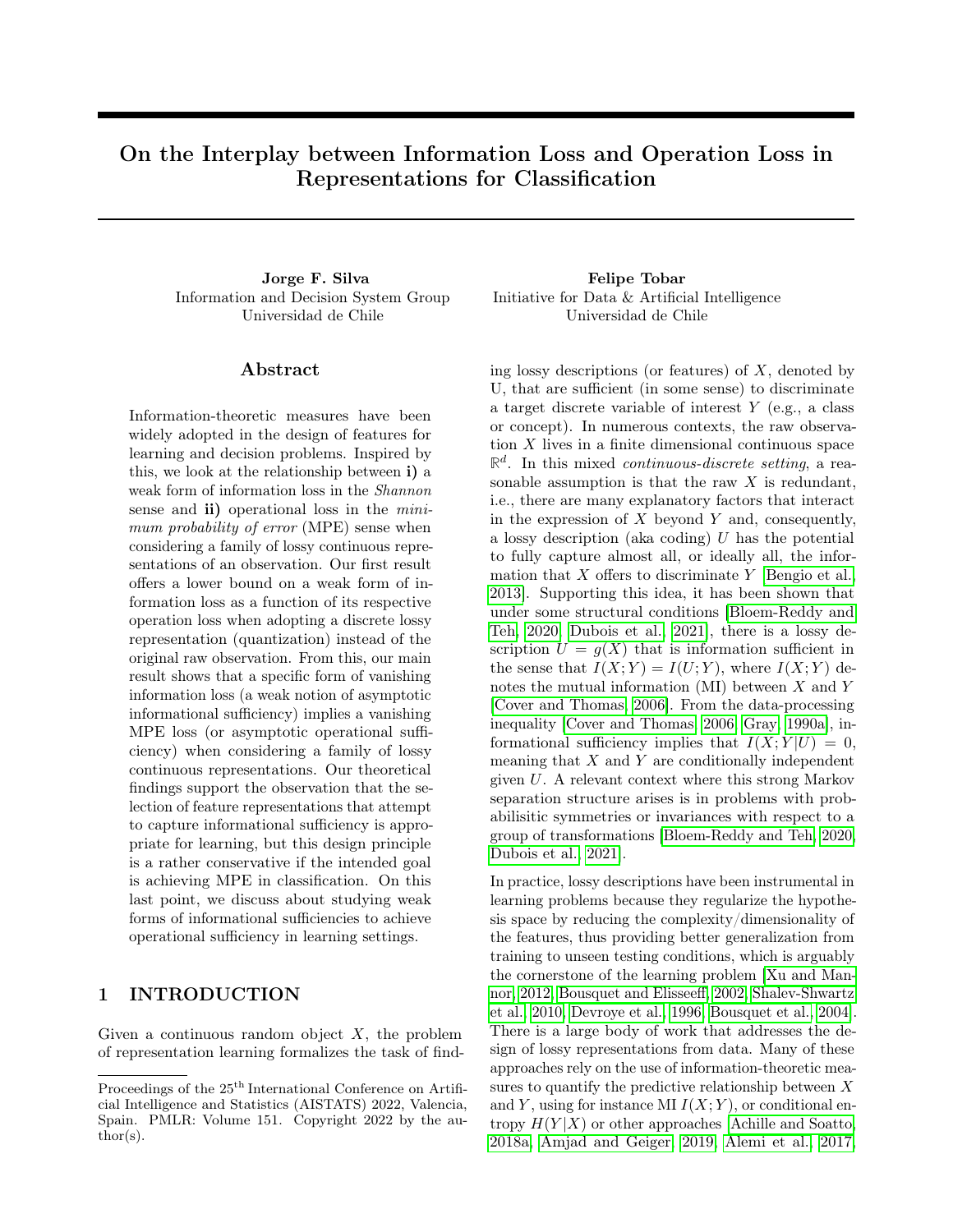# On the Interplay between Information Loss and Operation Loss in Representations for Classification

**Jorge F. Silva**
Information and Decision System Group
Universidad de Chile

**Felipe Tobar**
Initiative for Data & Artificial Intelligence
Universidad de Chile

## Abstract

Information-theoretic measures have been widely adopted in the design of features for learning and decision problems. Inspired by this, we look at the relationship between **i)** a weak form of information loss in the *Shannon* sense and **ii)** operational loss in the *minimum probability of error* (MPE) sense when considering a family of lossy continuous representations of an observation. Our first result offers a lower bound on a weak form of information loss as a function of its respective operation loss when adopting a discrete lossy representation (quantization) instead of the original raw observation. From this, our main result shows that a specific form of vanishing information loss (a weak notion of asymptotic informational sufficiency) implies a vanishing MPE loss (or asymptotic operational sufficiency) when considering a family of lossy continuous representations. Our theoretical findings support the observation that the selection of feature representations that attempt to capture informational sufficiency is appropriate for learning, but this design principle is a rather conservative if the intended goal is achieving MPE in classification. On this last point, we discuss about studying weak forms of informational sufficiencies to achieve operational sufficiency in learning settings.

## 1 INTRODUCTION

Given a continuous random object $X$, the problem of representation learning formalizes the task of finding lossy descriptions (or features) of $X$, denoted by U, that are sufficient (in some sense) to discriminate a target discrete variable of interest $Y$ (e.g., a class or concept). In numerous contexts, the raw observation $X$ lives in a finite dimensional continuous space $\mathbb{R}^d$. In this mixed *continuous-discrete setting*, a reasonable assumption is that the raw $X$ is redundant, i.e., there are many explanatory factors that interact in the expression of $X$ beyond $Y$ and, consequently, a lossy description (aka coding) $U$ has the potential to fully capture almost all, or ideally all, the information that $X$ offers to discriminate $Y$ [Bengio et al., 2013]. Supporting this idea, it has been shown that under some structural conditions [Bloem-Reddy and Teh, 2020, Dubois et al., 2021], there is a lossy description $U = g(X)$ that is information sufficient in the sense that $I(X;Y) = I(U;Y)$, where $I(X;Y)$ denotes the mutual information (MI) between $X$ and $Y$ [Cover and Thomas, 2006]. From the data-processing inequality [Cover and Thomas, 2006, Gray, 1990a], informational sufficiency implies that $I(X;Y|U) = 0$, meaning that $X$ and $Y$ are conditionally independent given $U$. A relevant context where this strong Markov separation structure arises is in problems with probabilisitic symmetries or invariances with respect to a group of transformations [Bloem-Reddy and Teh, 2020, Dubois et al., 2021].

In practice, lossy descriptions have been instrumental in learning problems because they regularize the hypothesis space by reducing the complexity/dimensionality of the features, thus providing better generalization from training to unseen testing conditions, which is arguably the cornerstone of the learning problem [Xu and Mannor, 2012, Bousquet and Elisseeff, 2002, Shalev-Shwartz et al., 2010, Devroye et al., 1996, Bousquet et al., 2004]. There is a large body of work that addresses the design of lossy representations from data. Many of these approaches rely on the use of information-theoretic measures to quantify the predictive relationship between $X$ and $Y$, using for instance MI $I(X;Y)$, or conditional entropy $H(Y|X)$ or other approaches [Achille and Soatto, 2018a, Amjad and Geiger, 2019, Alemi et al., 2017,

Proceedings of the 25[th] International Conference on Artificial Intelligence and Statistics (AISTATS) 2022, Valencia, Spain. PMLR: Volume 151. Copyright 2022 by the author(s).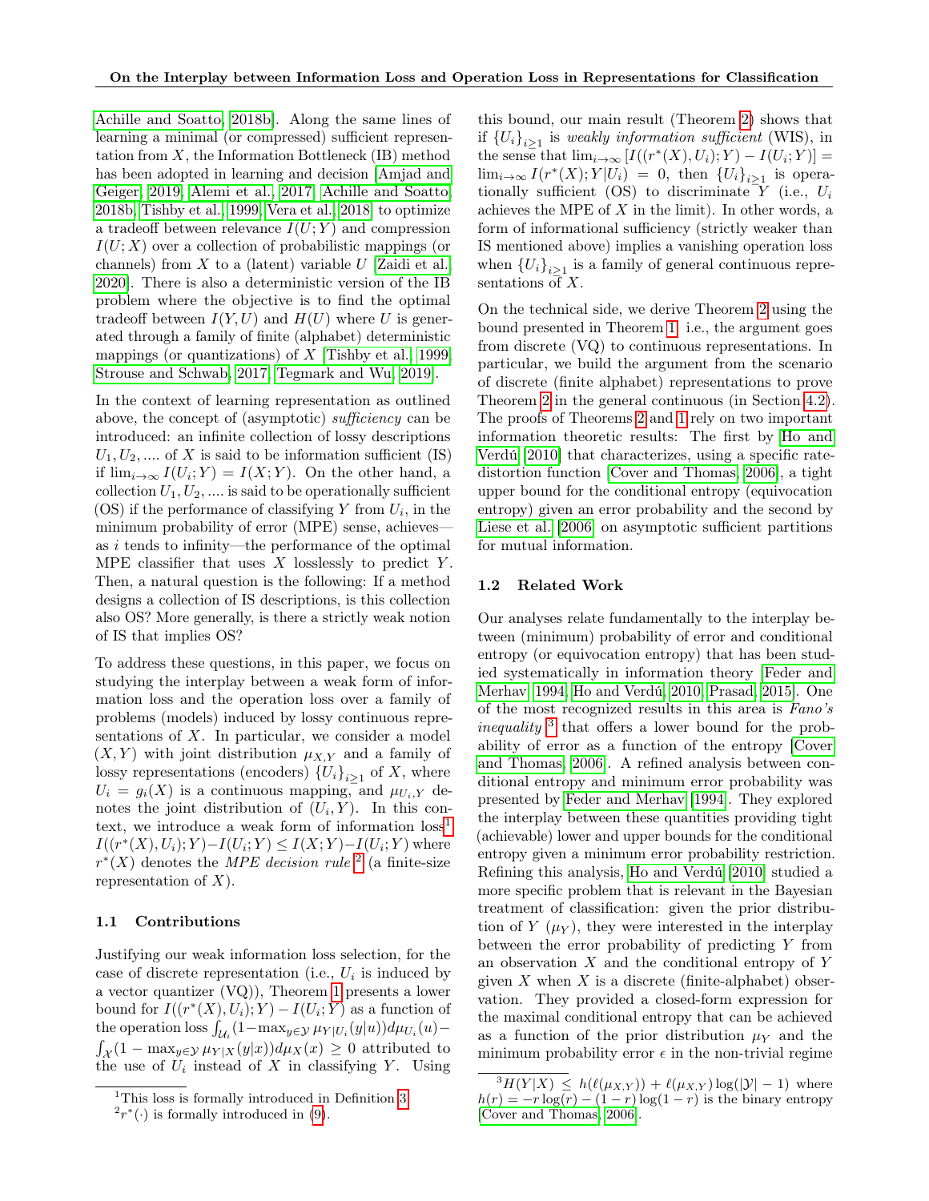Achille and Soatto, 2018b]. Along the same lines of learning a minimal (or compressed) sufficient representation from $X$, the Information Bottleneck (IB) method has been adopted in learning and decision [Amjad and Geiger, 2019, Alemi et al., 2017, Achille and Soatto, 2018b, Tishby et al., 1999, Vera et al., 2018] to optimize a tradeoff between relevance $I(U;Y)$ and compression $I(U;X)$ over a collection of probabilistic mappings (or channels) from $X$ to a (latent) variable $U$ [Zaidi et al., 2020]. There is also a deterministic version of the IB problem where the objective is to find the optimal tradeoff between $I(Y,U)$ and $H(U)$ where $U$ is generated through a family of finite (alphabet) deterministic mappings (or quantizations) of $X$ [Tishby et al., 1999, Strouse and Schwab, 2017, Tegmark and Wu, 2019].

In the context of learning representation as outlined above, the concept of (asymptotic) *sufficiency* can be introduced: an infinite collection of lossy descriptions $U_1, U_2, ....$ of $X$ is said to be information sufficient (IS) if $\lim_{i\to\infty} I(U_i;Y) = I(X;Y)$. On the other hand, a collection $U_1, U_2, ....$ is said to be operationally sufficient (OS) if the performance of classifying $Y$ from $U_i$, in the minimum probability of error (MPE) sense, achieves—as $i$ tends to infinity—the performance of the optimal MPE classifier that uses $X$ losslessly to predict $Y$. Then, a natural question is the following: If a method designs a collection of IS descriptions, is this collection also OS? More generally, is there a strictly weak notion of IS that implies OS?

To address these questions, in this paper, we focus on studying the interplay between a weak form of information loss and the operation loss over a family of problems (models) induced by lossy continuous representations of $X$. In particular, we consider a model $(X,Y)$ with joint distribution $\mu_{X,Y}$ and a family of lossy representations (encoders) $\{U_i\}_{i\geq 1}$ of $X$, where $U_i = g_i(X)$ is a continuous mapping, and $\mu_{U_i,Y}$ denotes the joint distribution of $(U_i, Y)$. In this context, we introduce a weak form of information loss[1] $I((r^*(X),U_i);Y) - I(U_i;Y) \leq I(X;Y) - I(U_i;Y)$ where $r^*(X)$ denotes the *MPE decision rule*[2] (a finite-size representation of $X$).

### 1.1 Contributions

Justifying our weak information loss selection, for the case of discrete representation (i.e., $U_i$ is induced by a vector quantizer (VQ)), Theorem 1 presents a lower bound for $I((r^*(X),U_i);Y) - I(U_i;Y)$ as a function of the operation loss $\int_{\mathcal{U}_i}(1-\max_{y\in\mathcal{Y}}\mu_{Y|U_i}(y|u))d\mu_{U_i}(u) - \int_{\mathcal{X}}(1-\max_{y\in\mathcal{Y}}\mu_{Y|X}(y|x))d\mu_X(x) \geq 0$ attributed to the use of $U_i$ instead of $X$ in classifying $Y$. Using this bound, our main result (Theorem 2) shows that if $\{U_i\}_{i\geq 1}$ is *weakly information sufficient* (WIS), in the sense that $\lim_{i\to\infty}[I((r^*(X),U_i);Y) - I(U_i;Y)] = \lim_{i\to\infty} I(r^*(X);Y|U_i) = 0$, then $\{U_i\}_{i\geq 1}$ is operationally sufficient (OS) to discriminate $Y$ (i.e., $U_i$ achieves the MPE of $X$ in the limit). In other words, a form of informational sufficiency (strictly weaker than IS mentioned above) implies a vanishing operation loss when $\{U_i\}_{i\geq 1}$ is a family of general continuous representations of $X$.

On the technical side, we derive Theorem 2 using the bound presented in Theorem 1, i.e., the argument goes from discrete (VQ) to continuous representations. In particular, we build the argument from the scenario of discrete (finite alphabet) representations to prove Theorem 2 in the general continuous (in Section 4.2). The proofs of Theorems 2 and 1 rely on two important information theoretic results: The first by Ho and Verdú [2010] that characterizes, using a specific rate-distortion function [Cover and Thomas, 2006], a tight upper bound for the conditional entropy (equivocation entropy) given an error probability and the second by Liese et al. [2006] on asymptotic sufficient partitions for mutual information.

### 1.2 Related Work

Our analyses relate fundamentally to the interplay between (minimum) probability of error and conditional entropy (or equivocation entropy) that has been studied systematically in information theory [Feder and Merhav, 1994, Ho and Verdú, 2010, Prasad, 2015]. One of the most recognized results in this area is *Fano's inequality*[3] that offers a lower bound for the probability of error as a function of the entropy [Cover and Thomas, 2006]. A refined analysis between conditional entropy and minimum error probability was presented by Feder and Merhav [1994]. They explored the interplay between these quantities providing tight (achievable) lower and upper bounds for the conditional entropy given a minimum error probability restriction. Refining this analysis, Ho and Verdú [2010] studied a more specific problem that is relevant in the Bayesian treatment of classification: given the prior distribution of $Y$ ($\mu_Y$), they were interested in the interplay between the error probability of predicting $Y$ from an observation $X$ and the conditional entropy of $Y$ given $X$ when $X$ is a discrete (finite-alphabet) observation. They provided a closed-form expression for the maximal conditional entropy that can be achieved as a function of the prior distribution $\mu_Y$ and the minimum probability error $\epsilon$ in the non-trivial regime

---

[1] This loss is formally introduced in Definition 3.

[2] $r^*(\cdot)$ is formally introduced in (9).

[3] $H(Y|X) \leq h(\ell(\mu_{X,Y})) + \ell(\mu_{X,Y})\log(|\mathcal{Y}|-1)$ where $h(r) = -r\log(r) - (1-r)\log(1-r)$ is the binary entropy [Cover and Thomas, 2006].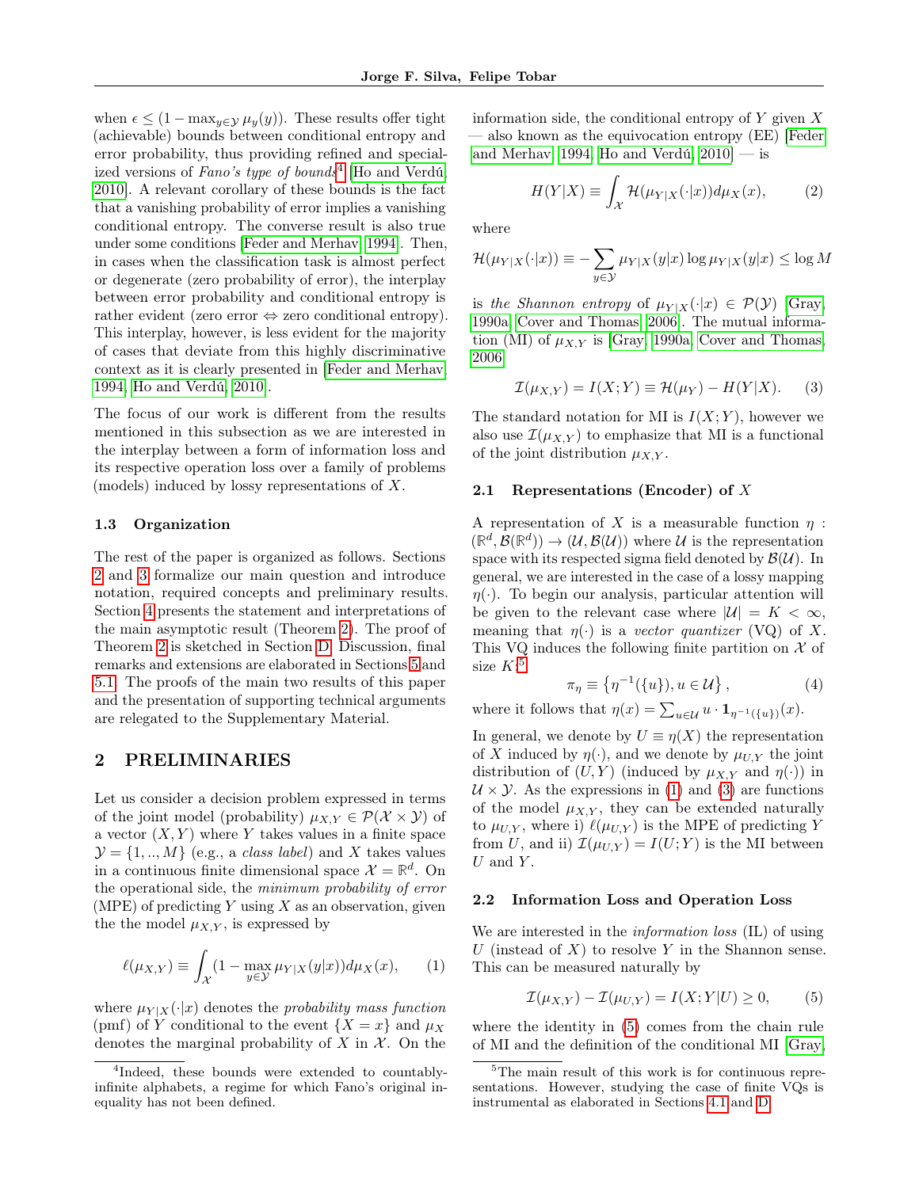when $\epsilon \leq (1 - \max_{y \in \mathcal{Y}} \mu_y(y))$. These results offer tight (achievable) bounds between conditional entropy and error probability, thus providing refined and specialized versions of *Fano's type of bounds*[4] [Ho and Verdú, 2010]. A relevant corollary of these bounds is the fact that a vanishing probability of error implies a vanishing conditional entropy. The converse result is also true under some conditions [Feder and Merhav, 1994]. Then, in cases when the classification task is almost perfect or degenerate (zero probability of error), the interplay between error probability and conditional entropy is rather evident (zero error $\Leftrightarrow$ zero conditional entropy). This interplay, however, is less evident for the majority of cases that deviate from this highly discriminative context as it is clearly presented in [Feder and Merhav, 1994, Ho and Verdú, 2010].

The focus of our work is different from the results mentioned in this subsection as we are interested in the interplay between a form of information loss and its respective operation loss over a family of problems (models) induced by lossy representations of $X$.

### 1.3 Organization

The rest of the paper is organized as follows. Sections 2 and 3 formalize our main question and introduce notation, required concepts and preliminary results. Section 4 presents the statement and interpretations of the main asymptotic result (Theorem 2). The proof of Theorem 2 is sketched in Section D. Discussion, final remarks and extensions are elaborated in Sections 5 and 5.1. The proofs of the main two results of this paper and the presentation of supporting technical arguments are relegated to the Supplementary Material.

## 2 PRELIMINARIES

Let us consider a decision problem expressed in terms of the joint model (probability) $\mu_{X,Y} \in \mathcal{P}(\mathcal{X} \times \mathcal{Y})$ of a vector $(X, Y)$ where $Y$ takes values in a finite space $\mathcal{Y} = \{1, .., M\}$ (e.g., a *class label*) and $X$ takes values in a continuous finite dimensional space $\mathcal{X} = \mathbb{R}^d$. On the operational side, the *minimum probability of error* (MPE) of predicting $Y$ using $X$ as an observation, given the the model $\mu_{X,Y}$, is expressed by

$$\ell(\mu_{X,Y}) \equiv \int_{\mathcal{X}} (1 - \max_{y \in \mathcal{Y}} \mu_{Y|X}(y|x)) d\mu_X(x), \qquad (1)$$

where $\mu_{Y|X}(\cdot|x)$ denotes the *probability mass function* (pmf) of $Y$ conditional to the event $\{X = x\}$ and $\mu_X$ denotes the marginal probability of $X$ in $\mathcal{X}$. On the information side, the conditional entropy of $Y$ given $X$ — also known as the equivocation entropy (EE) [Feder and Merhav, 1994, Ho and Verdú, 2010] — is

$$H(Y|X) \equiv \int_{\mathcal{X}} \mathcal{H}(\mu_{Y|X}(\cdot|x)) d\mu_X(x), \qquad (2)$$

where

$$\mathcal{H}(\mu_{Y|X}(\cdot|x)) \equiv - \sum_{y \in \mathcal{Y}} \mu_{Y|X}(y|x) \log \mu_{Y|X}(y|x) \leq \log M$$

is *the Shannon entropy* of $\mu_{Y|X}(\cdot|x) \in \mathcal{P}(\mathcal{Y})$ [Gray, 1990a, Cover and Thomas, 2006]. The mutual information (MI) of $\mu_{X,Y}$ is [Gray, 1990a, Cover and Thomas, 2006]

$$\mathcal{I}(\mu_{X,Y}) = I(X;Y) \equiv \mathcal{H}(\mu_Y) - H(Y|X). \qquad (3)$$

The standard notation for MI is $I(X;Y)$, however we also use $\mathcal{I}(\mu_{X,Y})$ to emphasize that MI is a functional of the joint distribution $\mu_{X,Y}$.

### 2.1 Representations (Encoder) of $X$

A representation of $X$ is a measurable function $\eta : (\mathbb{R}^d, \mathcal{B}(\mathbb{R}^d)) \to (\mathcal{U}, \mathcal{B}(\mathcal{U}))$ where $\mathcal{U}$ is the representation space with its respected sigma field denoted by $\mathcal{B}(\mathcal{U})$. In general, we are interested in the case of a lossy mapping $\eta(\cdot)$. To begin our analysis, particular attention will be given to the relevant case where $|\mathcal{U}| = K < \infty$, meaning that $\eta(\cdot)$ is a *vector quantizer* (VQ) of $X$. This VQ induces the following finite partition on $\mathcal{X}$ of size $K$:[5]

$$\pi_\eta \equiv \left\{ \eta^{-1}(\{u\}), u \in \mathcal{U} \right\}, \qquad (4)$$

where it follows that $\eta(x) = \sum_{u \in \mathcal{U}} u \cdot \mathbf{1}_{\eta^{-1}(\{u\})}(x)$.

In general, we denote by $U \equiv \eta(X)$ the representation of $X$ induced by $\eta(\cdot)$, and we denote by $\mu_{U,Y}$ the joint distribution of $(U, Y)$ (induced by $\mu_{X,Y}$ and $\eta(\cdot)$) in $\mathcal{U} \times \mathcal{Y}$. As the expressions in (1) and (3) are functions of the model $\mu_{X,Y}$, they can be extended naturally to $\mu_{U,Y}$, where i) $\ell(\mu_{U,Y})$ is the MPE of predicting $Y$ from $U$, and ii) $\mathcal{I}(\mu_{U,Y}) = I(U;Y)$ is the MI between $U$ and $Y$.

### 2.2 Information Loss and Operation Loss

We are interested in the *information loss* (IL) of using $U$ (instead of $X$) to resolve $Y$ in the Shannon sense. This can be measured naturally by

$$\mathcal{I}(\mu_{X,Y}) - \mathcal{I}(\mu_{U,Y}) = I(X;Y|U) \geq 0, \qquad (5)$$

where the identity in (5) comes from the chain rule of MI and the definition of the conditional MI [Gray,

[4] Indeed, these bounds were extended to countably-infinite alphabets, a regime for which Fano's original inequality has not been defined.

[5] The main result of this work is for continuous representations. However, studying the case of finite VQs is instrumental as elaborated in Sections 4.1 and D.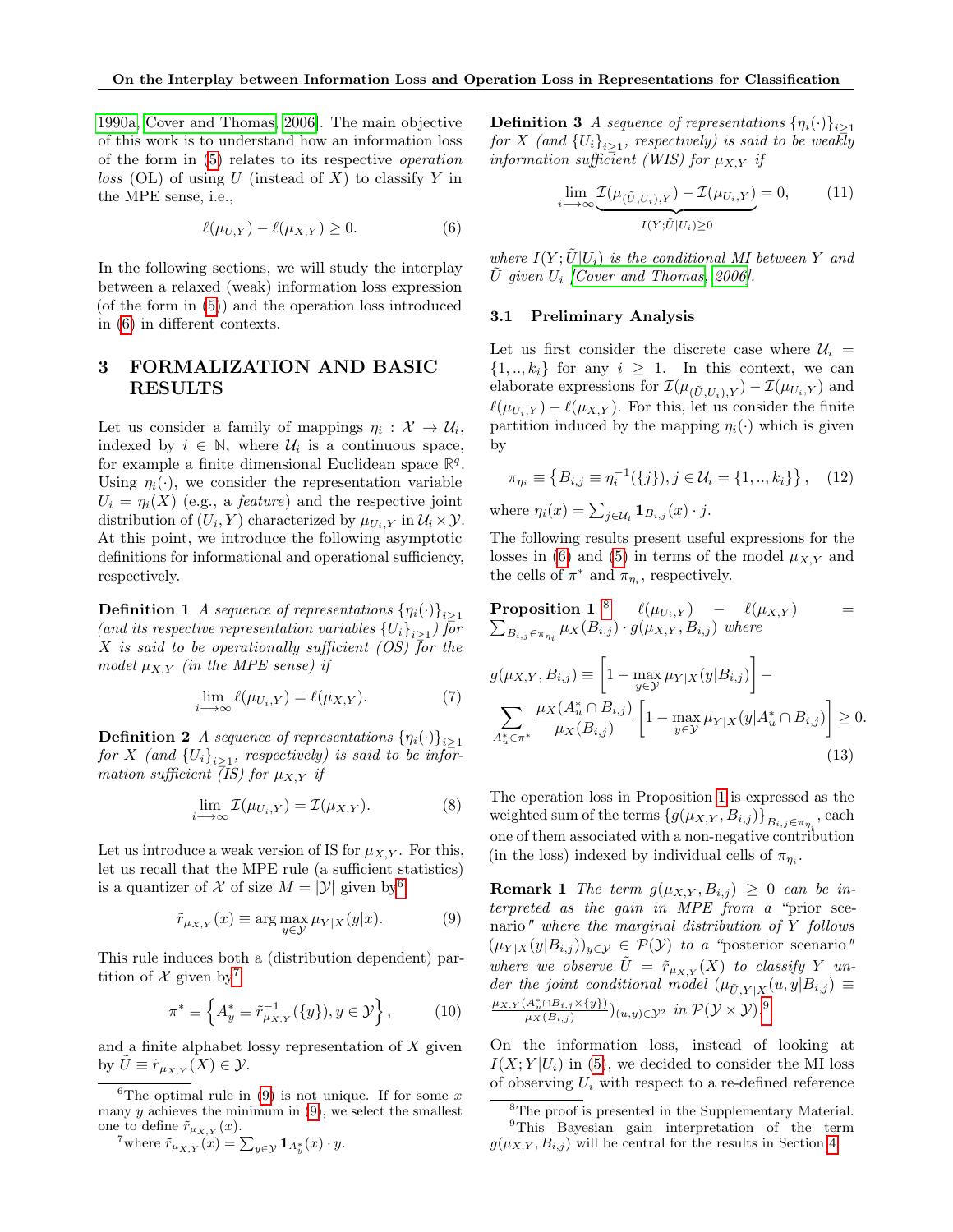1990a, Cover and Thomas, 2006]. The main objective of this work is to understand how an information loss of the form in (5) relates to its respective *operation loss* (OL) of using $U$ (instead of $X$) to classify $Y$ in the MPE sense, i.e.,

$$\ell(\mu_{U,Y}) - \ell(\mu_{X,Y}) \geq 0. \tag{6}$$

In the following sections, we will study the interplay between a relaxed (weak) information loss expression (of the form in (5)) and the operation loss introduced in (6) in different contexts.

## 3 FORMALIZATION AND BASIC RESULTS

Let us consider a family of mappings $\eta_i : \mathcal{X} \to \mathcal{U}_i$, indexed by $i \in \mathbb{N}$, where $\mathcal{U}_i$ is a continuous space, for example a finite dimensional Euclidean space $\mathbb{R}^q$. Using $\eta_i(\cdot)$, we consider the representation variable $U_i = \eta_i(X)$ (e.g., a *feature*) and the respective joint distribution of $(U_i, Y)$ characterized by $\mu_{U_i,Y}$ in $\mathcal{U}_i \times \mathcal{Y}$. At this point, we introduce the following asymptotic definitions for informational and operational sufficiency, respectively.

**Definition 1** *A sequence of representations $\{\eta_i(\cdot)\}_{i\geq 1}$ (and its respective representation variables $\{U_i\}_{i\geq 1}$) for $X$ is said to be operationally sufficient (OS) for the model $\mu_{X,Y}$ (in the MPE sense) if*

$$\lim_{i\longrightarrow\infty} \ell(\mu_{U_i,Y}) = \ell(\mu_{X,Y}). \tag{7}$$

**Definition 2** *A sequence of representations $\{\eta_i(\cdot)\}_{i\geq 1}$ for $X$ (and $\{U_i\}_{i\geq 1}$, respectively) is said to be information sufficient (IS) for $\mu_{X,Y}$ if*

$$\lim_{i\longrightarrow\infty} \mathcal{I}(\mu_{U_i,Y}) = \mathcal{I}(\mu_{X,Y}). \tag{8}$$

Let us introduce a weak version of IS for $\mu_{X,Y}$. For this, let us recall that the MPE rule (a sufficient statistics) is a quantizer of $\mathcal{X}$ of size $M = |\mathcal{Y}|$ given by[6]

$$\tilde{r}_{\mu_{X,Y}}(x) \equiv \arg\max_{y\in\mathcal{Y}} \mu_{Y|X}(y|x). \tag{9}$$

This rule induces both a (distribution dependent) partition of $\mathcal{X}$ given by[7]

$$\pi^* \equiv \left\{ A^*_y \equiv \tilde{r}^{-1}_{\mu_{X,Y}}(\{y\}), y \in \mathcal{Y} \right\}, \tag{10}$$

and a finite alphabet lossy representation of $X$ given by $\tilde{U} \equiv \tilde{r}_{\mu_{X,Y}}(X) \in \mathcal{Y}$.

**Definition 3** *A sequence of representations $\{\eta_i(\cdot)\}_{i\geq 1}$ for $X$ (and $\{U_i\}_{i\geq 1}$, respectively) is said to be weakly information sufficient (WIS) for $\mu_{X,Y}$ if*

$$\lim_{i\longrightarrow\infty} \underbrace{\mathcal{I}(\mu_{(\tilde{U},U_i),Y}) - \mathcal{I}(\mu_{U_i,Y})}_{I(Y;\tilde{U}|U_i)\geq 0} = 0, \tag{11}$$

*where $I(Y;\tilde{U}|U_i)$ is the conditional MI between $Y$ and $\tilde{U}$ given $U_i$ [Cover and Thomas, 2006].*

### 3.1 Preliminary Analysis

Let us first consider the discrete case where $\mathcal{U}_i = \{1,..,k_i\}$ for any $i \geq 1$. In this context, we can elaborate expressions for $\mathcal{I}(\mu_{(\tilde{U},U_i),Y}) - \mathcal{I}(\mu_{U_i,Y})$ and $\ell(\mu_{U_i,Y}) - \ell(\mu_{X,Y})$. For this, let us consider the finite partition induced by the mapping $\eta_i(\cdot)$ which is given by

$$\pi_{\eta_i} \equiv \left\{ B_{i,j} \equiv \eta_i^{-1}(\{j\}), j \in \mathcal{U}_i = \{1,..,k_i\} \right\}, \tag{12}$$

where $\eta_i(x) = \sum_{j\in\mathcal{U}_i} \mathbf{1}_{B_{i,j}}(x) \cdot j$.

The following results present useful expressions for the losses in (6) and (5) in terms of the model $\mu_{X,Y}$ and the cells of $\pi^*$ and $\pi_{\eta_i}$, respectively.

**Proposition 1** [8] $\ell(\mu_{U_i,Y}) - \ell(\mu_{X,Y}) = \sum_{B_{i,j}\in\pi_{\eta_i}} \mu_X(B_{i,j}) \cdot g(\mu_{X,Y}, B_{i,j})$ *where*

$$g(\mu_{X,Y}, B_{i,j}) \equiv \left[1 - \max_{y\in\mathcal{Y}} \mu_{Y|X}(y|B_{i,j})\right] - \sum_{A^*_u\in\pi^*} \frac{\mu_X(A^*_u \cap B_{i,j})}{\mu_X(B_{i,j})} \left[1 - \max_{y\in\mathcal{Y}} \mu_{Y|X}(y|A^*_u \cap B_{i,j})\right] \geq 0. \tag{13}$$

The operation loss in Proposition 1 is expressed as the weighted sum of the terms $\{g(\mu_{X,Y}, B_{i,j})\}_{B_{i,j}\in\pi_{\eta_i}}$, each one of them associated with a non-negative contribution (in the loss) indexed by individual cells of $\pi_{\eta_i}$.

**Remark 1** *The term $g(\mu_{X,Y}, B_{i,j}) \geq 0$ can be interpreted as the gain in MPE from a "prior scenario" where the marginal distribution of $Y$ follows $(\mu_{Y|X}(y|B_{i,j}))_{y\in\mathcal{Y}} \in \mathcal{P}(\mathcal{Y})$ to a "posterior scenario" where we observe $\tilde{U} = \tilde{r}_{\mu_{X,Y}}(X)$ to classify $Y$ under the joint conditional model $(\mu_{\tilde{U},Y|X}(u,y|B_{i,j}) \equiv \frac{\mu_{X,Y}(A^*_u\cap B_{i,j}\times\{y\})}{\mu_X(B_{i,j})})_{(u,y)\in\mathcal{Y}^2}$ in $\mathcal{P}(\mathcal{Y}\times\mathcal{Y})$.*[9]

On the information loss, instead of looking at $I(X;Y|U_i)$ in (5), we decided to consider the MI loss of observing $U_i$ with respect to a re-defined reference

---

[6] The optimal rule in (9) is not unique. If for some $x$ many $y$ achieves the minimum in (9), we select the smallest one to define $\tilde{r}_{\mu_{X,Y}}(x)$.

[7] where $\tilde{r}_{\mu_{X,Y}}(x) = \sum_{y\in\mathcal{Y}} \mathbf{1}_{A^*_y}(x) \cdot y$.

[8] The proof is presented in the Supplementary Material.

[9] This Bayesian gain interpretation of the term $g(\mu_{X,Y}, B_{i,j})$ will be central for the results in Section 4.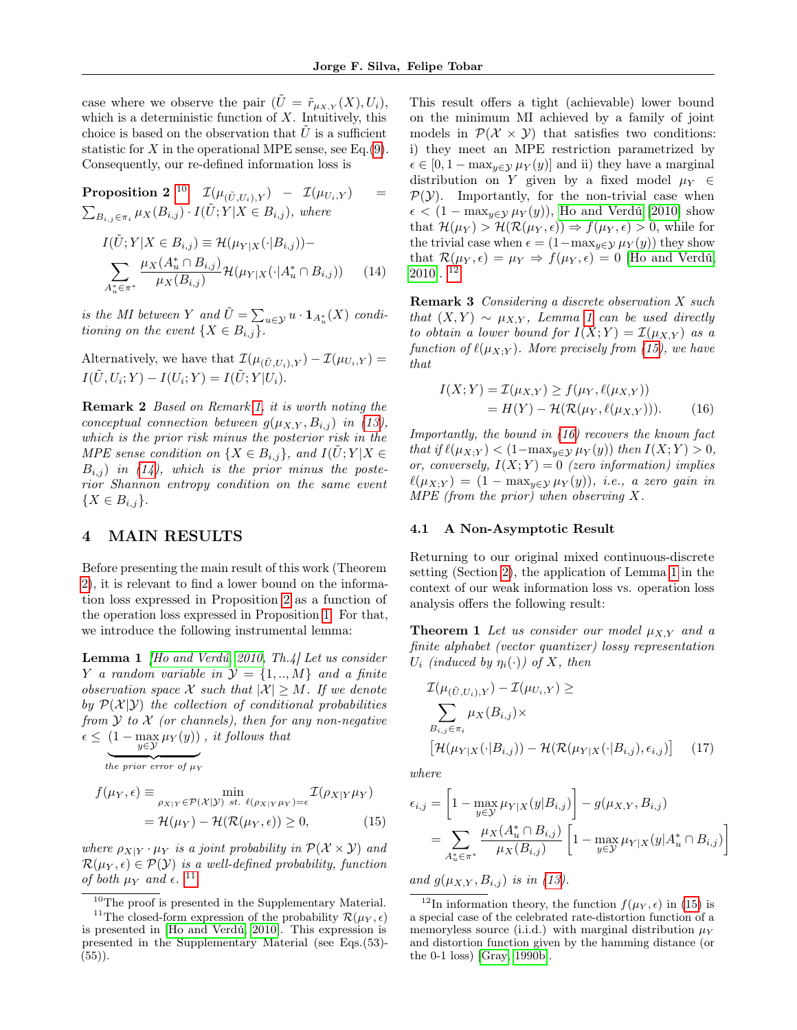case where we observe the pair $(\tilde{U} = \tilde{r}_{\mu_{X,Y}}(X), U_i)$, which is a deterministic function of $X$. Intuitively, this choice is based on the observation that $\tilde{U}$ is a sufficient statistic for $X$ in the operational MPE sense, see Eq.(9). Consequently, our re-defined information loss is

**Proposition 2** [10] $\mathcal{I}(\mu_{(\tilde{U},U_i),Y}) - \mathcal{I}(\mu_{U_i,Y}) = \sum_{B_{i,j}\in\pi_i} \mu_X(B_{i,j}) \cdot I(\tilde{U};Y|X \in B_{i,j})$, *where*

$$I(\tilde{U};Y|X \in B_{i,j}) \equiv \mathcal{H}(\mu_{Y|X}(\cdot|B_{i,j})) - \sum_{A_u^* \in \pi^*} \frac{\mu_X(A_u^* \cap B_{i,j})}{\mu_X(B_{i,j})} \mathcal{H}(\mu_{Y|X}(\cdot|A_u^* \cap B_{i,j})) \quad (14)$$

*is the MI between $Y$ and $\tilde{U} = \sum_{u\in\mathcal{Y}} u \cdot \mathbf{1}_{A_u^*}(X)$ conditioning on the event $\{X \in B_{i,j}\}$.*

Alternatively, we have that $\mathcal{I}(\mu_{(\tilde{U},U_i),Y}) - \mathcal{I}(\mu_{U_i,Y}) = I(\tilde{U}, U_i; Y) - I(U_i;Y) = I(\tilde{U};Y|U_i)$.

**Remark 2** *Based on Remark 1, it is worth noting the conceptual connection between $g(\mu_{X,Y}, B_{i,j})$ in (13), which is the prior risk minus the posterior risk in the MPE sense condition on $\{X \in B_{i,j}\}$, and $I(\tilde{U};Y|X \in B_{i,j})$ in (14), which is the prior minus the posterior Shannon entropy condition on the same event $\{X \in B_{i,j}\}$.*

# 4 MAIN RESULTS

Before presenting the main result of this work (Theorem 2), it is relevant to find a lower bound on the information loss expressed in Proposition 2 as a function of the operation loss expressed in Proposition 1. For that, we introduce the following instrumental lemma:

**Lemma 1** *[Ho and Verdú, 2010, Th.4] Let us consider $Y$ a random variable in $\mathcal{Y} = \{1,..,M\}$ and a finite observation space $\mathcal{X}$ such that $|\mathcal{X}| \geq M$. If we denote by $\mathcal{P}(\mathcal{X}|\mathcal{Y})$ the collection of conditional probabilities from $\mathcal{Y}$ to $\mathcal{X}$ (or channels), then for any non-negative $\epsilon \leq \underbrace{(1 - \max_{y\in\mathcal{Y}} \mu_Y(y))}_{\text{the prior error of } \mu_Y}$, it follows that*

$$f(\mu_Y, \epsilon) \equiv \min_{\rho_{X|Y}\in\mathcal{P}(\mathcal{X}|\mathcal{Y}) \text{ st. } \ell(\rho_{X|Y}\mu_Y)=\epsilon} \mathcal{I}(\rho_{X|Y}\mu_Y) = \mathcal{H}(\mu_Y) - \mathcal{H}(\mathcal{R}(\mu_Y, \epsilon)) \geq 0, \quad (15)$$

*where $\rho_{X|Y} \cdot \mu_Y$ is a joint probability in $\mathcal{P}(\mathcal{X}\times\mathcal{Y})$ and $\mathcal{R}(\mu_Y, \epsilon) \in \mathcal{P}(\mathcal{Y})$ is a well-defined probability, function of both $\mu_Y$ and $\epsilon$.* [11]

This result offers a tight (achievable) lower bound on the minimum MI achieved by a family of joint models in $\mathcal{P}(\mathcal{X}\times\mathcal{Y})$ that satisfies two conditions: i) they meet an MPE restriction parametrized by $\epsilon \in [0, 1 - \max_{y\in\mathcal{Y}} \mu_Y(y)]$ and ii) they have a marginal distribution on $Y$ given by a fixed model $\mu_Y \in \mathcal{P}(\mathcal{Y})$. Importantly, for the non-trivial case when $\epsilon < (1 - \max_{y\in\mathcal{Y}} \mu_Y(y))$, Ho and Verdú [2010] show that $\mathcal{H}(\mu_Y) > \mathcal{H}(\mathcal{R}(\mu_Y, \epsilon)) \Rightarrow f(\mu_Y, \epsilon) > 0$, while for the trivial case when $\epsilon = (1 - \max_{y\in\mathcal{Y}} \mu_Y(y))$ they show that $\mathcal{R}(\mu_Y, \epsilon) = \mu_Y \Rightarrow f(\mu_Y, \epsilon) = 0$ [Ho and Verdú, 2010]. [12]

**Remark 3** *Considering a discrete observation $X$ such that $(X,Y) \sim \mu_{X,Y}$, Lemma 1 can be used directly to obtain a lower bound for $I(X;Y) = \mathcal{I}(\mu_{X,Y})$ as a function of $\ell(\mu_{X;Y})$. More precisely from (15), we have that*

$$I(X;Y) = \mathcal{I}(\mu_{X,Y}) \geq f(\mu_Y, \ell(\mu_{X,Y})) = H(Y) - \mathcal{H}(\mathcal{R}(\mu_Y, \ell(\mu_{X,Y}))). \quad (16)$$

*Importantly, the bound in (16) recovers the known fact that if $\ell(\mu_{X;Y}) < (1 - \max_{y\in\mathcal{Y}} \mu_Y(y))$ then $I(X;Y) > 0$, or, conversely, $I(X;Y) = 0$ (zero information) implies $\ell(\mu_{X;Y}) = (1 - \max_{y\in\mathcal{Y}} \mu_Y(y))$, i.e., a zero gain in MPE (from the prior) when observing $X$.*

## 4.1 A Non-Asymptotic Result

Returning to our original mixed continuous-discrete setting (Section 2), the application of Lemma 1 in the context of our weak information loss vs. operation loss analysis offers the following result:

**Theorem 1** *Let us consider our model $\mu_{X,Y}$ and a finite alphabet (vector quantizer) lossy representation $U_i$ (induced by $\eta_i(\cdot)$) of $X$, then*

$$\mathcal{I}(\mu_{(\tilde{U},U_i),Y}) - \mathcal{I}(\mu_{U_i,Y}) \geq \sum_{B_{i,j}\in\pi_i} \mu_X(B_{i,j}) \times \left[\mathcal{H}(\mu_{Y|X}(\cdot|B_{i,j})) - \mathcal{H}(\mathcal{R}(\mu_{Y|X}(\cdot|B_{i,j}), \epsilon_{i,j})\right] \quad (17)$$

*where*

$$\epsilon_{i,j} = \left[1 - \max_{y\in\mathcal{Y}} \mu_{Y|X}(y|B_{i,j})\right] - g(\mu_{X,Y}, B_{i,j}) = \sum_{A_u^*\in\pi^*} \frac{\mu_X(A_u^* \cap B_{i,j})}{\mu_X(B_{i,j})} \left[1 - \max_{y\in\mathcal{Y}} \mu_{Y|X}(y|A_u^* \cap B_{i,j})\right]$$

*and $g(\mu_{X,Y}, B_{i,j})$ is in (13).*

---

[10] The proof is presented in the Supplementary Material.

[11] The closed-form expression of the probability $\mathcal{R}(\mu_Y, \epsilon)$ is presented in [Ho and Verdú, 2010]. This expression is presented in the Supplementary Material (see Eqs.(53)-(55)).

[12] In information theory, the function $f(\mu_Y, \epsilon)$ in (15) is a special case of the celebrated rate-distortion function of a memoryless source (i.i.d.) with marginal distribution $\mu_Y$ and distortion function given by the hamming distance (or the 0-1 loss) [Gray, 1990b].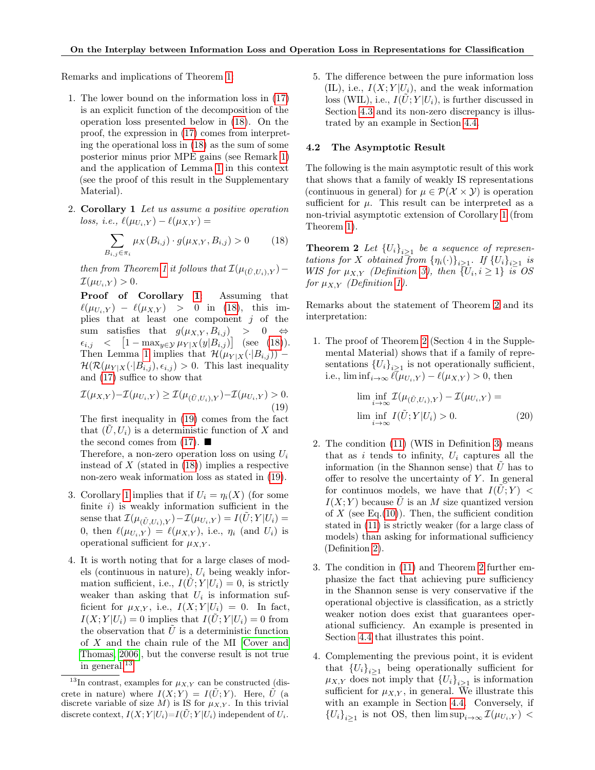Remarks and implications of Theorem 1:

1. The lower bound on the information loss in (17) is an explicit function of the decomposition of the operation loss presented below in (18). On the proof, the expression in (17) comes from interpreting the operational loss in (18) as the sum of some posterior minus prior MPE gains (see Remark 1) and the application of Lemma 1 in this context (see the proof of this result in the Supplementary Material).

2. **Corollary 1** *Let us assume a positive operation loss, i.e.,* $\ell(\mu_{U_i,Y}) - \ell(\mu_{X,Y}) =$
$$\sum_{B_{i,j} \in \pi_i} \mu_X(B_{i,j}) \cdot g(\mu_{X,Y}, B_{i,j}) > 0 \qquad (18)$$
*then from Theorem 1 it follows that* $\mathcal{I}(\mu_{(\tilde{U},U_i),Y}) - \mathcal{I}(\mu_{U_i,Y}) > 0$.

   **Proof of Corollary 1:** Assuming that $\ell(\mu_{U_i,Y}) - \ell(\mu_{X,Y}) > 0$ in (18), this implies that at least one component $j$ of the sum satisfies that $g(\mu_{X,Y}, B_{i,j}) > 0 \Leftrightarrow \epsilon_{i,j} < \left[1 - \max_{y\in\mathcal{Y}} \mu_{Y|X}(y|B_{i,j})\right]$ (see (18)). Then Lemma 1 implies that $\mathcal{H}(\mu_{Y|X}(\cdot|B_{i,j})) - \mathcal{H}(\mathcal{R}(\mu_{Y|X}(\cdot|B_{i,j}), \epsilon_{i,j}) > 0$. This last inequality and (17) suffice to show that
$$\mathcal{I}(\mu_{X,Y}) - \mathcal{I}(\mu_{U_i,Y}) \geq \mathcal{I}(\mu_{(\tilde{U},U_i),Y}) - \mathcal{I}(\mu_{U_i,Y}) > 0. \qquad (19)$$
   The first inequality in (19) comes from the fact that $(\tilde{U}, U_i)$ is a deterministic function of $X$ and the second comes from (17). ■

   Therefore, a non-zero operation loss on using $U_i$ instead of $X$ (stated in (18)) implies a respective non-zero weak information loss as stated in (19).

3. Corollary 1 implies that if $U_i = \eta_i(X)$ (for some finite $i$) is weakly information sufficient in the sense that $\mathcal{I}(\mu_{(\tilde{U},U_i),Y}) - \mathcal{I}(\mu_{U_i,Y}) = I(\tilde{U}; Y|U_i) = 0$, then $\ell(\mu_{U_i,Y}) = \ell(\mu_{X,Y})$, i.e., $\eta_i$ (and $U_i$) is operational sufficient for $\mu_{X,Y}$.

4. It is worth noting that for a large clases of models (continuous in nature), $U_i$ being weakly information sufficient, i.e., $I(\tilde{U}; Y|U_i) = 0$, is strictly weaker than asking that $U_i$ is information sufficient for $\mu_{X,Y}$, i.e., $I(X;Y|U_i) = 0$. In fact, $I(X;Y|U_i) = 0$ implies that $I(\tilde{U}; Y|U_i) = 0$ from the observation that $\tilde{U}$ is a deterministic function of $X$ and the chain rule of the MI [Cover and Thomas, 2006], but the converse result is not true in general.[13]

5. The difference between the pure information loss (IL), i.e., $I(X;Y|U_i)$, and the weak information loss (WIL), i.e., $I(\tilde{U}; Y|U_i)$, is further discussed in Section 4.3 and its non-zero discrepancy is illustrated by an example in Section 4.4.

### 4.2 The Asymptotic Result

The following is the main asymptotic result of this work that shows that a family of weakly IS representations (continuous in general) for $\mu \in \mathcal{P}(\mathcal{X} \times \mathcal{Y})$ is operation sufficient for $\mu$. This result can be interpreted as a non-trivial asymptotic extension of Corollary 1 (from Theorem 1).

**Theorem 2** *Let* $\{U_i\}_{i\geq 1}$ *be a sequence of representations for* $X$ *obtained from* $\{\eta_i(\cdot)\}_{i\geq 1}$. *If* $\{U_i\}_{i\geq 1}$ *is WIS for* $\mu_{X,Y}$ *(Definition 3), then* $\{U_i, i \geq 1\}$ *is OS for* $\mu_{X,Y}$ *(Definition 1).*

Remarks about the statement of Theorem 2 and its interpretation:

1. The proof of Theorem 2 (Section 4 in the Supplemental Material) shows that if a family of representations $\{U_i\}_{i\geq 1}$ is not operationally sufficient, i.e., $\liminf_{i\to\infty} \ell(\mu_{U_i,Y}) - \ell(\mu_{X,Y}) > 0$, then
$$\liminf_{i\to\infty} \mathcal{I}(\mu_{(\tilde{U},U_i),Y}) - \mathcal{I}(\mu_{U_i,Y}) = \liminf_{i\to\infty} I(\tilde{U}; Y|U_i) > 0. \qquad (20)$$

2. The condition (11) (WIS in Definition 3) means that as $i$ tends to infinity, $U_i$ captures all the information (in the Shannon sense) that $\tilde{U}$ has to offer to resolve the uncertainty of $Y$. In general for continuos models, we have that $I(\tilde{U}; Y) < I(X;Y)$ because $\tilde{U}$ is an $M$ size quantized version of $X$ (see Eq.(10)). Then, the sufficient condition stated in (11) is strictly weaker (for a large class of models) than asking for informational sufficiency (Definition 2).

3. The condition in (11) and Theorem 2 further emphasize the fact that achieving pure sufficiency in the Shannon sense is very conservative if the operational objective is classification, as a strictly weaker notion does exist that guarantees operational sufficiency. An example is presented in Section 4.4 that illustrates this point.

4. Complementing the previous point, it is evident that $\{U_i\}_{i\geq 1}$ being operationally sufficient for $\mu_{X,Y}$ does not imply that $\{U_i\}_{i\geq 1}$ is information sufficient for $\mu_{X,Y}$, in general. We illustrate this with an example in Section 4.4. Conversely, if $\{U_i\}_{i\geq 1}$ is not OS, then $\limsup_{i\to\infty} \mathcal{I}(\mu_{U_i,Y}) <$

[13] In contrast, examples for $\mu_{X,Y}$ can be constructed (discrete in nature) where $I(X;Y) = I(\tilde{U}; Y)$. Here, $\tilde{U}$ (a discrete variable of size $M$) is IS for $\mu_{X,Y}$. In this trivial discrete context, $I(X;Y|U_i) = I(\tilde{U}; Y|U_i)$ independent of $U_i$.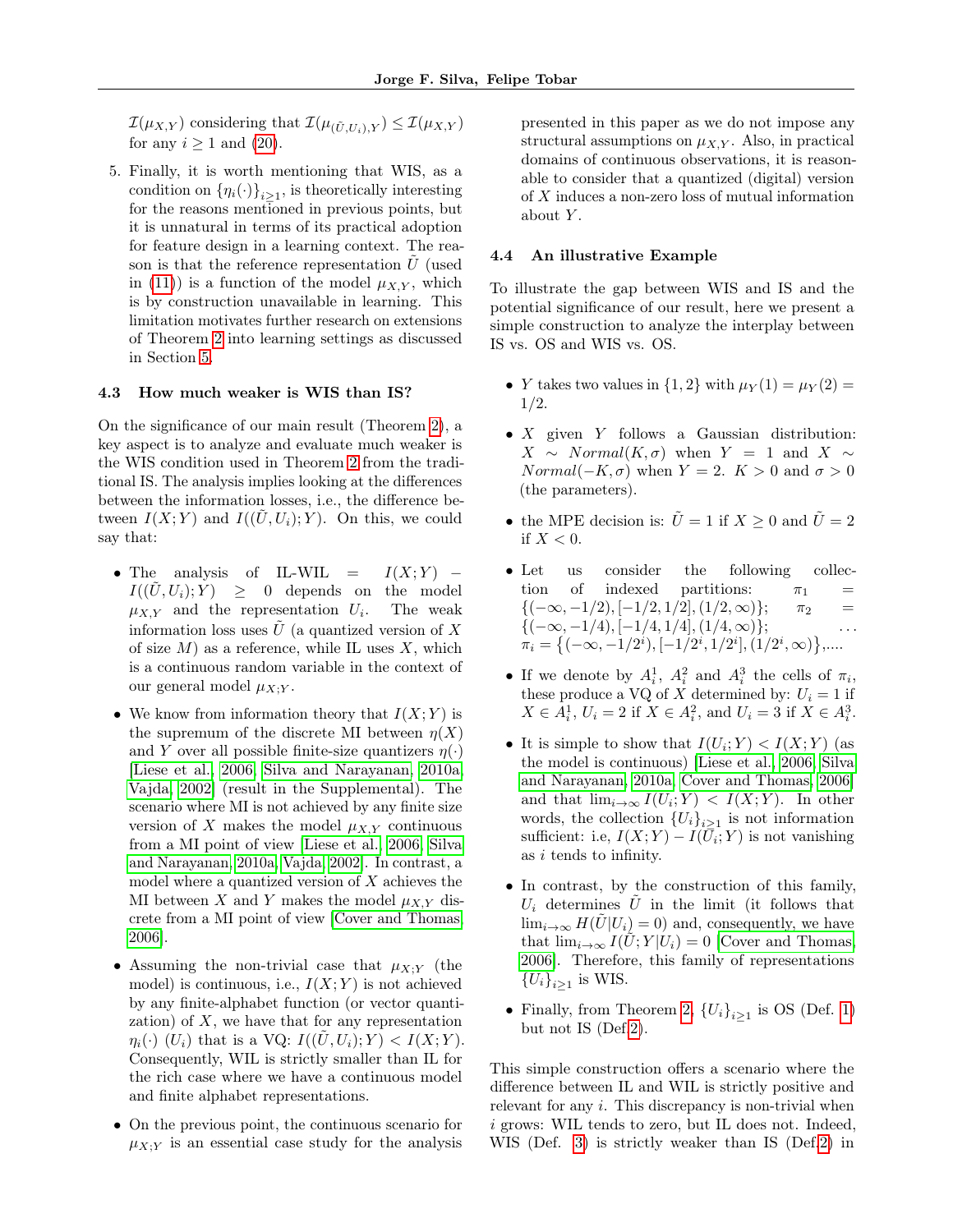$\mathcal{I}(\mu_{X,Y})$ considering that $\mathcal{I}(\mu_{(\tilde{U},U_i),Y}) \leq \mathcal{I}(\mu_{X,Y})$ for any $i \geq 1$ and (20).

5. Finally, it is worth mentioning that WIS, as a condition on $\{\eta_i(\cdot)\}_{i\geq 1}$, is theoretically interesting for the reasons mentioned in previous points, but it is unnatural in terms of its practical adoption for feature design in a learning context. The reason is that the reference representation $\tilde{U}$ (used in (11)) is a function of the model $\mu_{X,Y}$, which is by construction unavailable in learning. This limitation motivates further research on extensions of Theorem 2 into learning settings as discussed in Section 5.

### 4.3 How much weaker is WIS than IS?

On the significance of our main result (Theorem 2), a key aspect is to analyze and evaluate much weaker is the WIS condition used in Theorem 2 from the traditional IS. The analysis implies looking at the differences between the information losses, i.e., the difference between $I(X;Y)$ and $I((\tilde{U},U_i);Y)$. On this, we could say that:

- The analysis of IL-WIL $= I(X;Y) - I((\tilde{U},U_i);Y) \geq 0$ depends on the model $\mu_{X,Y}$ and the representation $U_i$. The weak information loss uses $\tilde{U}$ (a quantized version of $X$ of size $M$) as a reference, while IL uses $X$, which is a continuous random variable in the context of our general model $\mu_{X;Y}$.
- We know from information theory that $I(X;Y)$ is the supremum of the discrete MI between $\eta(X)$ and $Y$ over all possible finite-size quantizers $\eta(\cdot)$ [Liese et al., 2006, Silva and Narayanan, 2010a, Vajda, 2002] (result in the Supplemental). The scenario where MI is not achieved by any finite size version of $X$ makes the model $\mu_{X,Y}$ continuous from a MI point of view [Liese et al., 2006, Silva and Narayanan, 2010a, Vajda, 2002]. In contrast, a model where a quantized version of $X$ achieves the MI between $X$ and $Y$ makes the model $\mu_{X,Y}$ discrete from a MI point of view [Cover and Thomas, 2006].
- Assuming the non-trivial case that $\mu_{X;Y}$ (the model) is continuous, i.e., $I(X;Y)$ is not achieved by any finite-alphabet function (or vector quantization) of $X$, we have that for any representation $\eta_i(\cdot)$ ($U_i$) that is a VQ: $I((\tilde{U},U_i);Y) < I(X;Y)$. Consequently, WIL is strictly smaller than IL for the rich case where we have a continuous model and finite alphabet representations.
- On the previous point, the continuous scenario for $\mu_{X;Y}$ is an essential case study for the analysis presented in this paper as we do not impose any structural assumptions on $\mu_{X,Y}$. Also, in practical domains of continuous observations, it is reasonable to consider that a quantized (digital) version of $X$ induces a non-zero loss of mutual information about $Y$.

### 4.4 An illustrative Example

To illustrate the gap between WIS and IS and the potential significance of our result, here we present a simple construction to analyze the interplay between IS vs. OS and WIS vs. OS.

- $Y$ takes two values in $\{1,2\}$ with $\mu_Y(1) = \mu_Y(2) = 1/2$.
- $X$ given $Y$ follows a Gaussian distribution: $X \sim Normal(K,\sigma)$ when $Y = 1$ and $X \sim Normal(-K,\sigma)$ when $Y = 2$. $K > 0$ and $\sigma > 0$ (the parameters).
- the MPE decision is: $\tilde{U} = 1$ if $X \geq 0$ and $\tilde{U} = 2$ if $X < 0$.
- Let us consider the following collection of indexed partitions: $\pi_1 = \{(-\infty,-1/2),[-1/2,1/2],(1/2,\infty)\}$; $\pi_2 = \{(-\infty,-1/4),[-1/4,1/4],(1/4,\infty)\}$; ... $\pi_i = \{(-\infty,-1/2^i),[-1/2^i,1/2^i],(1/2^i,\infty)\}$,....
- If we denote by $A_i^1$, $A_i^2$ and $A_i^3$ the cells of $\pi_i$, these produce a VQ of $X$ determined by: $U_i = 1$ if $X \in A_i^1$, $U_i = 2$ if $X \in A_i^2$, and $U_i = 3$ if $X \in A_i^3$.
- It is simple to show that $I(U_i;Y) < I(X;Y)$ (as the model is continuous) [Liese et al., 2006, Silva and Narayanan, 2010a, Cover and Thomas, 2006] and that $\lim_{i\to\infty} I(U_i;Y) < I(X;Y)$. In other words, the collection $\{U_i\}_{i\geq 1}$ is not information sufficient: i.e, $I(X;Y) - I(U_i;Y)$ is not vanishing as $i$ tends to infinity.
- In contrast, by the construction of this family, $U_i$ determines $\tilde{U}$ in the limit (it follows that $\lim_{i\to\infty} H(\tilde{U}|U_i) = 0$) and, consequently, we have that $\lim_{i\to\infty} I(\tilde{U};Y|U_i) = 0$ [Cover and Thomas, 2006]. Therefore, this family of representations $\{U_i\}_{i\geq 1}$ is WIS.
- Finally, from Theorem 2, $\{U_i\}_{i\geq 1}$ is OS (Def. 1) but not IS (Def.2).

This simple construction offers a scenario where the difference between IL and WIL is strictly positive and relevant for any $i$. This discrepancy is non-trivial when $i$ grows: WIL tends to zero, but IL does not. Indeed, WIS (Def. 3) is strictly weaker than IS (Def.2) in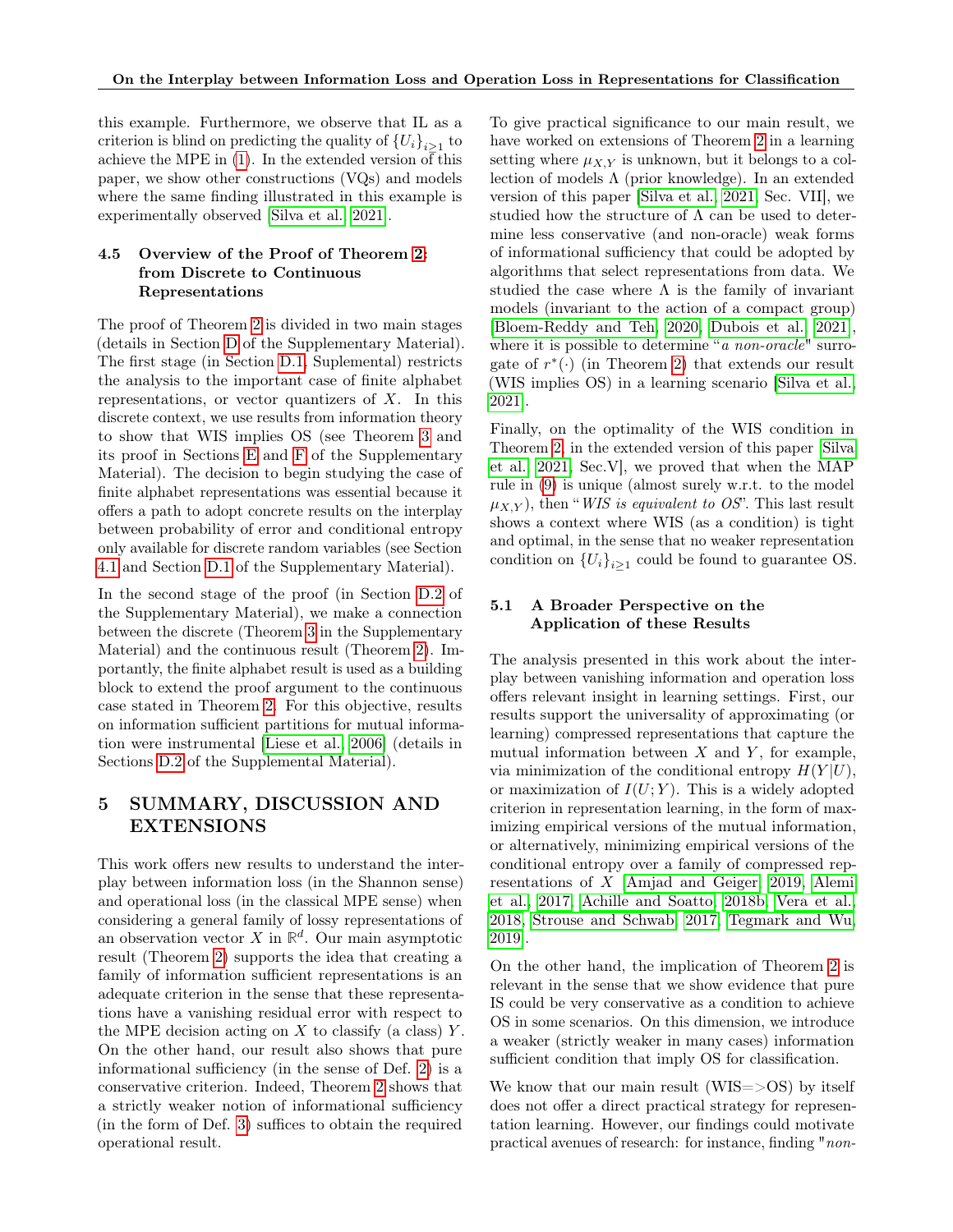this example. Furthermore, we observe that IL as a criterion is blind on predicting the quality of $\{U_i\}_{i\geq 1}$ to achieve the MPE in (1). In the extended version of this paper, we show other constructions (VQs) and models where the same finding illustrated in this example is experimentally observed [Silva et al., 2021].

### 4.5 Overview of the Proof of Theorem 2: from Discrete to Continuous Representations

The proof of Theorem 2 is divided in two main stages (details in Section D of the Supplementary Material). The first stage (in Section D.1, Suplemental) restricts the analysis to the important case of finite alphabet representations, or vector quantizers of $X$. In this discrete context, we use results from information theory to show that WIS implies OS (see Theorem 3 and its proof in Sections E and F of the Supplementary Material). The decision to begin studying the case of finite alphabet representations was essential because it offers a path to adopt concrete results on the interplay between probability of error and conditional entropy only available for discrete random variables (see Section 4.1 and Section D.1 of the Supplementary Material).

In the second stage of the proof (in Section D.2 of the Supplementary Material), we make a connection between the discrete (Theorem 3 in the Supplementary Material) and the continuous result (Theorem 2). Importantly, the finite alphabet result is used as a building block to extend the proof argument to the continuous case stated in Theorem 2. For this objective, results on information sufficient partitions for mutual information were instrumental [Liese et al., 2006] (details in Sections D.2 of the Supplemental Material).

## 5 SUMMARY, DISCUSSION AND EXTENSIONS

This work offers new results to understand the interplay between information loss (in the Shannon sense) and operational loss (in the classical MPE sense) when considering a general family of lossy representations of an observation vector $X$ in $\mathbb{R}^d$. Our main asymptotic result (Theorem 2) supports the idea that creating a family of information sufficient representations is an adequate criterion in the sense that these representations have a vanishing residual error with respect to the MPE decision acting on $X$ to classify (a class) $Y$. On the other hand, our result also shows that pure informational sufficiency (in the sense of Def. 2) is a conservative criterion. Indeed, Theorem 2 shows that a strictly weaker notion of informational sufficiency (in the form of Def. 3) suffices to obtain the required operational result.

To give practical significance to our main result, we have worked on extensions of Theorem 2 in a learning setting where $\mu_{X,Y}$ is unknown, but it belongs to a collection of models $\Lambda$ (prior knowledge). In an extended version of this paper [Silva et al., 2021, Sec. VII], we studied how the structure of $\Lambda$ can be used to determine less conservative (and non-oracle) weak forms of informational sufficiency that could be adopted by algorithms that select representations from data. We studied the case where $\Lambda$ is the family of invariant models (invariant to the action of a compact group) [Bloem-Reddy and Teh, 2020, Dubois et al., 2021], where it is possible to determine "*a non-oracle*" surrogate of $r^*(\cdot)$ (in Theorem 2) that extends our result (WIS implies OS) in a learning scenario [Silva et al., 2021].

Finally, on the optimality of the WIS condition in Theorem 2, in the extended version of this paper [Silva et al., 2021, Sec.V], we proved that when the MAP rule in (9) is unique (almost surely w.r.t. to the model $\mu_{X,Y}$), then "*WIS is equivalent to OS*". This last result shows a context where WIS (as a condition) is tight and optimal, in the sense that no weaker representation condition on $\{U_i\}_{i\geq 1}$ could be found to guarantee OS.

### 5.1 A Broader Perspective on the Application of these Results

The analysis presented in this work about the interplay between vanishing information and operation loss offers relevant insight in learning settings. First, our results support the universality of approximating (or learning) compressed representations that capture the mutual information between $X$ and $Y$, for example, via minimization of the conditional entropy $H(Y|U)$, or maximization of $I(U;Y)$. This is a widely adopted criterion in representation learning, in the form of maximizing empirical versions of the mutual information, or alternatively, minimizing empirical versions of the conditional entropy over a family of compressed representations of $X$ [Amjad and Geiger, 2019, Alemi et al., 2017, Achille and Soatto, 2018b, Vera et al., 2018, Strouse and Schwab, 2017, Tegmark and Wu, 2019].

On the other hand, the implication of Theorem 2 is relevant in the sense that we show evidence that pure IS could be very conservative as a condition to achieve OS in some scenarios. On this dimension, we introduce a weaker (strictly weaker in many cases) information sufficient condition that imply OS for classification.

We know that our main result (WIS=>OS) by itself does not offer a direct practical strategy for representation learning. However, our findings could motivate practical avenues of research: for instance, finding "*non-*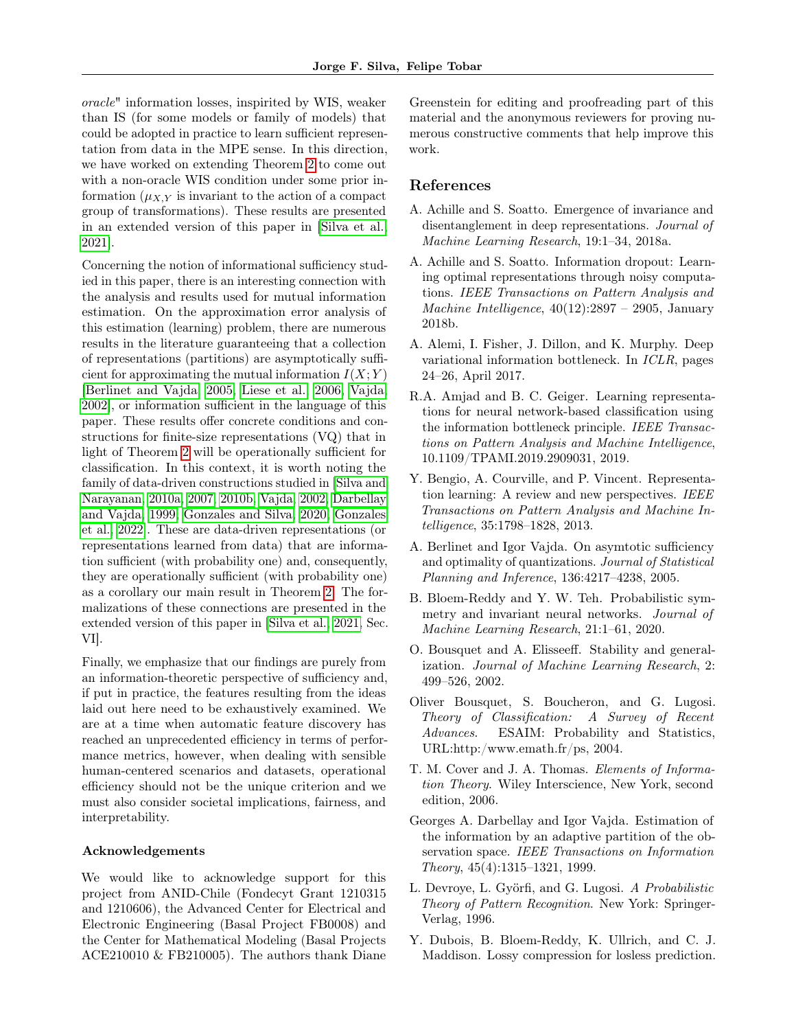oracle" information losses, inspired by WIS, weaker than IS (for some models or family of models) that could be adopted in practice to learn sufficient representation from data in the MPE sense. In this direction, we have worked on extending Theorem 2 to come out with a non-oracle WIS condition under some prior information ($\mu_{X,Y}$ is invariant to the action of a compact group of transformations). These results are presented in an extended version of this paper in [Silva et al., 2021].

Concerning the notion of informational sufficiency studied in this paper, there is an interesting connection with the analysis and results used for mutual information estimation. On the approximation error analysis of this estimation (learning) problem, there are numerous results in the literature guaranteeing that a collection of representations (partitions) are asymptotically sufficient for approximating the mutual information $I(X;Y)$ [Berlinet and Vajda, 2005, Liese et al., 2006, Vajda, 2002], or information sufficient in the language of this paper. These results offer concrete conditions and constructions for finite-size representations (VQ) that in light of Theorem 2 will be operationally sufficient for classification. In this context, it is worth noting the family of data-driven constructions studied in [Silva and Narayanan, 2010a, 2007, 2010b, Vajda, 2002, Darbellay and Vajda, 1999, Gonzales and Silva, 2020, Gonzales et al., 2022]. These are data-driven representations (or representations learned from data) that are information sufficient (with probability one) and, consequently, they are operationally sufficient (with probability one) as a corollary our main result in Theorem 2. The formalizations of these connections are presented in the extended version of this paper in [Silva et al., 2021, Sec. VI].

Finally, we emphasize that our findings are purely from an information-theoretic perspective of sufficiency and, if put in practice, the features resulting from the ideas laid out here need to be exhaustively examined. We are at a time when automatic feature discovery has reached an unprecedented efficiency in terms of performance metrics, however, when dealing with sensible human-centered scenarios and datasets, operational efficiency should not be the unique criterion and we must also consider societal implications, fairness, and interpretability.

#### Acknowledgements

We would like to acknowledge support for this project from ANID-Chile (Fondecyt Grant 1210315 and 1210606), the Advanced Center for Electrical and Electronic Engineering (Basal Project FB0008) and the Center for Mathematical Modeling (Basal Projects ACE210010 & FB210005). The authors thank Diane Greenstein for editing and proofreading part of this material and the anonymous reviewers for proving numerous constructive comments that help improve this work.

## References

A. Achille and S. Soatto. Emergence of invariance and disentanglement in deep representations. *Journal of Machine Learning Research*, 19:1–34, 2018a.

A. Achille and S. Soatto. Information dropout: Learning optimal representations through noisy computations. *IEEE Transactions on Pattern Analysis and Machine Intelligence*, 40(12):2897 – 2905, January 2018b.

A. Alemi, I. Fisher, J. Dillon, and K. Murphy. Deep variational information bottleneck. In *ICLR*, pages 24–26, April 2017.

R.A. Amjad and B. C. Geiger. Learning representations for neural network-based classification using the information bottleneck principle. *IEEE Transactions on Pattern Analysis and Machine Intelligence*, 10.1109/TPAMI.2019.2909031, 2019.

Y. Bengio, A. Courville, and P. Vincent. Representation learning: A review and new perspectives. *IEEE Transactions on Pattern Analysis and Machine Intelligence*, 35:1798–1828, 2013.

A. Berlinet and Igor Vajda. On asymtotic sufficiency and optimality of quantizations. *Journal of Statistical Planning and Inference*, 136:4217–4238, 2005.

B. Bloem-Reddy and Y. W. Teh. Probabilistic symmetry and invariant neural networks. *Journal of Machine Learning Research*, 21:1–61, 2020.

O. Bousquet and A. Elisseeff. Stability and generalization. *Journal of Machine Learning Research*, 2: 499–526, 2002.

Oliver Bousquet, S. Boucheron, and G. Lugosi. *Theory of Classification: A Survey of Recent Advances*. ESAIM: Probability and Statistics, URL:http:/www.emath.fr/ps, 2004.

T. M. Cover and J. A. Thomas. *Elements of Information Theory*. Wiley Interscience, New York, second edition, 2006.

Georges A. Darbellay and Igor Vajda. Estimation of the information by an adaptive partition of the observation space. *IEEE Transactions on Information Theory*, 45(4):1315–1321, 1999.

L. Devroye, L. Györfi, and G. Lugosi. *A Probabilistic Theory of Pattern Recognition*. New York: Springer-Verlag, 1996.

Y. Dubois, B. Bloem-Reddy, K. Ullrich, and C. J. Maddison. Lossy compression for losless prediction.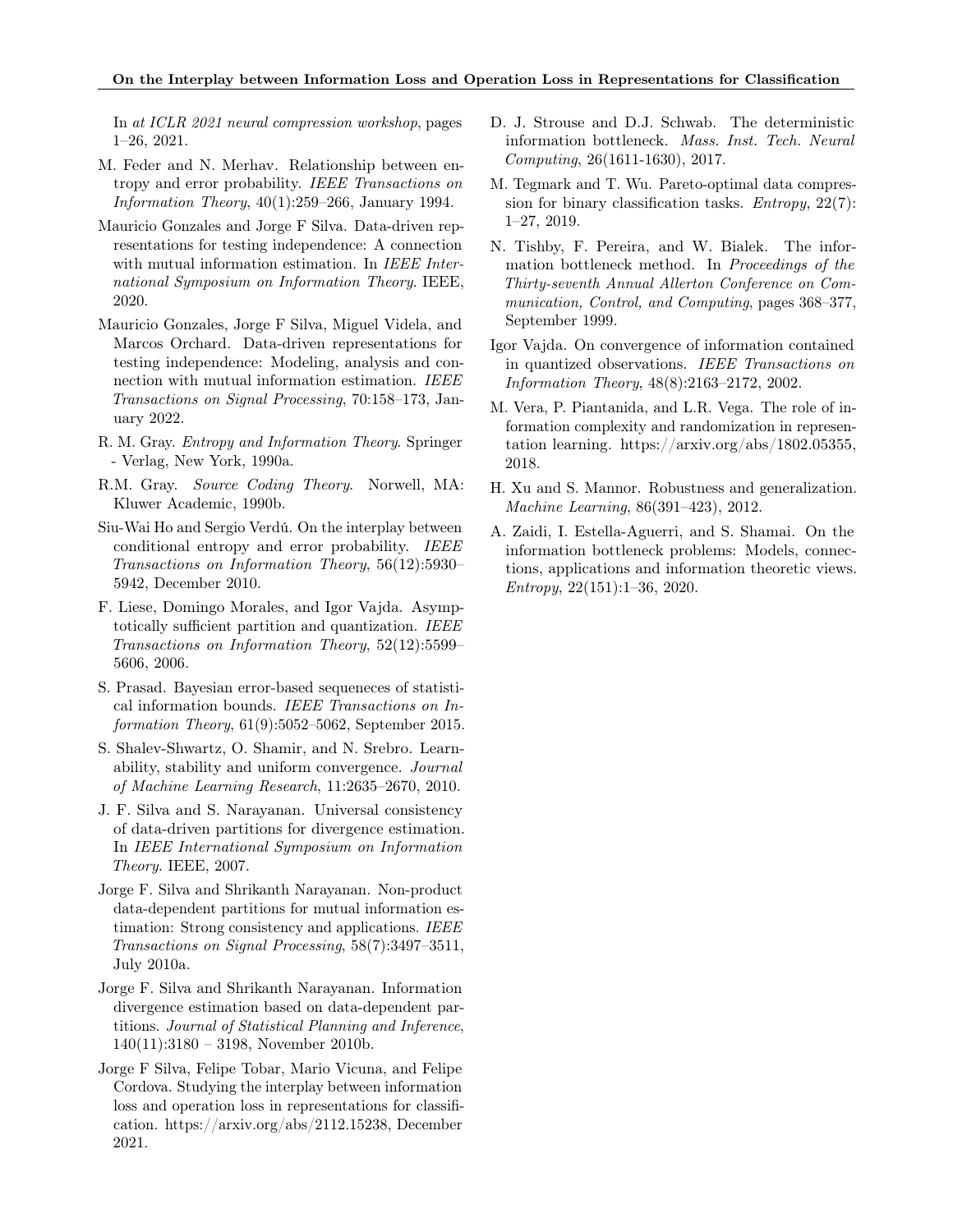In *at ICLR 2021 neural compression workshop*, pages 1–26, 2021.

M. Feder and N. Merhav. Relationship between entropy and error probability. *IEEE Transactions on Information Theory*, 40(1):259–266, January 1994.

Mauricio Gonzales and Jorge F Silva. Data-driven representations for testing independence: A connection with mutual information estimation. In *IEEE International Symposium on Information Theory*. IEEE, 2020.

Mauricio Gonzales, Jorge F Silva, Miguel Videla, and Marcos Orchard. Data-driven representations for testing independence: Modeling, analysis and connection with mutual information estimation. *IEEE Transactions on Signal Processing*, 70:158–173, January 2022.

R. M. Gray. *Entropy and Information Theory*. Springer - Verlag, New York, 1990a.

R.M. Gray. *Source Coding Theory*. Norwell, MA: Kluwer Academic, 1990b.

Siu-Wai Ho and Sergio Verdú. On the interplay between conditional entropy and error probability. *IEEE Transactions on Information Theory*, 56(12):5930–5942, December 2010.

F. Liese, Domingo Morales, and Igor Vajda. Asymptotically sufficient partition and quantization. *IEEE Transactions on Information Theory*, 52(12):5599–5606, 2006.

S. Prasad. Bayesian error-based sequeneces of statistical information bounds. *IEEE Transactions on Information Theory*, 61(9):5052–5062, September 2015.

S. Shalev-Shwartz, O. Shamir, and N. Srebro. Learnability, stability and uniform convergence. *Journal of Machine Learning Research*, 11:2635–2670, 2010.

J. F. Silva and S. Narayanan. Universal consistency of data-driven partitions for divergence estimation. In *IEEE International Symposium on Information Theory*. IEEE, 2007.

Jorge F. Silva and Shrikanth Narayanan. Non-product data-dependent partitions for mutual information estimation: Strong consistency and applications. *IEEE Transactions on Signal Processing*, 58(7):3497–3511, July 2010a.

Jorge F. Silva and Shrikanth Narayanan. Information divergence estimation based on data-dependent partitions. *Journal of Statistical Planning and Inference*, 140(11):3180 – 3198, November 2010b.

Jorge F Silva, Felipe Tobar, Mario Vicuna, and Felipe Cordova. Studying the interplay between information loss and operation loss in representations for classification. https://arxiv.org/abs/2112.15238, December 2021.

D. J. Strouse and D.J. Schwab. The deterministic information bottleneck. *Mass. Inst. Tech. Neural Computing*, 26(1611-1630), 2017.

M. Tegmark and T. Wu. Pareto-optimal data compression for binary classification tasks. *Entropy*, 22(7): 1–27, 2019.

N. Tishby, F. Pereira, and W. Bialek. The information bottleneck method. In *Proceedings of the Thirty-seventh Annual Allerton Conference on Communication, Control, and Computing*, pages 368–377, September 1999.

Igor Vajda. On convergence of information contained in quantized observations. *IEEE Transactions on Information Theory*, 48(8):2163–2172, 2002.

M. Vera, P. Piantanida, and L.R. Vega. The role of information complexity and randomization in representation learning. https://arxiv.org/abs/1802.05355, 2018.

H. Xu and S. Mannor. Robustness and generalization. *Machine Learning*, 86(391–423), 2012.

A. Zaidi, I. Estella-Aguerri, and S. Shamai. On the information bottleneck problems: Models, connections, applications and information theoretic views. *Entropy*, 22(151):1–36, 2020.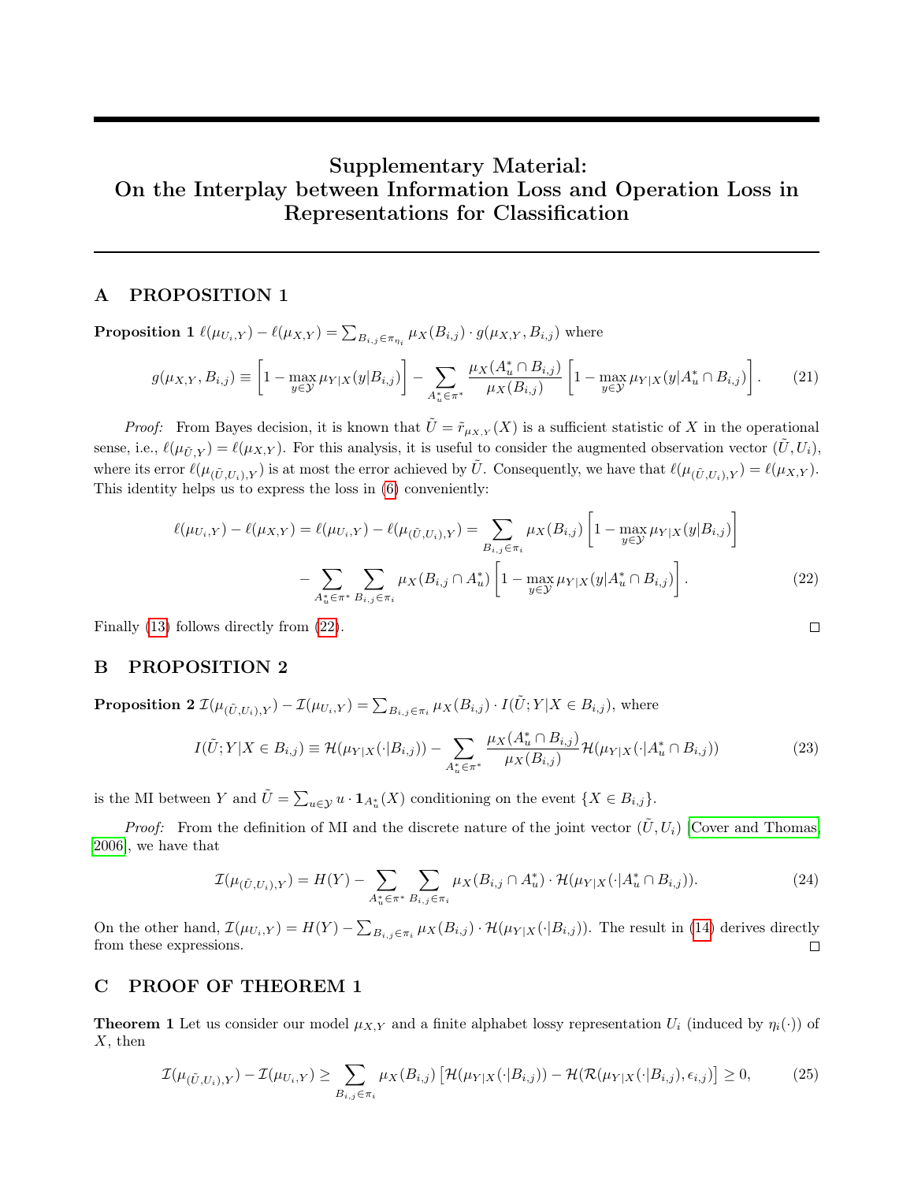# Supplementary Material: On the Interplay between Information Loss and Operation Loss in Representations for Classification

## A PROPOSITION 1

**Proposition 1** $\ell(\mu_{U_i,Y}) - \ell(\mu_{X,Y}) = \sum_{B_{i,j}\in\pi_{\eta_i}} \mu_X(B_{i,j}) \cdot g(\mu_{X,Y}, B_{i,j})$ where

$$g(\mu_{X,Y}, B_{i,j}) \equiv \left[1 - \max_{y\in\mathcal{Y}} \mu_{Y|X}(y|B_{i,j})\right] - \sum_{A_u^*\in\pi^*} \frac{\mu_X(A_u^* \cap B_{i,j})}{\mu_X(B_{i,j})}\left[1 - \max_{y\in\mathcal{Y}} \mu_{Y|X}(y|A_u^*\cap B_{i,j})\right]. \tag{21}$$

*Proof:* From Bayes decision, it is known that $\tilde{U} = \tilde{r}_{\mu_{X,Y}}(X)$ is a sufficient statistic of $X$ in the operational sense, i.e., $\ell(\mu_{\tilde{U},Y}) = \ell(\mu_{X,Y})$. For this analysis, it is useful to consider the augmented observation vector $(\tilde{U}, U_i)$, where its error $\ell(\mu_{(\tilde{U},U_i),Y})$ is at most the error achieved by $\tilde{U}$. Consequently, we have that $\ell(\mu_{(\tilde{U},U_i),Y}) = \ell(\mu_{X,Y})$. This identity helps us to express the loss in (6) conveniently:

$$\begin{aligned}\ell(\mu_{U_i,Y}) - \ell(\mu_{X,Y}) = \ell(\mu_{U_i,Y}) - \ell(\mu_{(\tilde{U},U_i),Y}) = \sum_{B_{i,j}\in\pi_i} \mu_X(B_{i,j})\left[1 - \max_{y\in\mathcal{Y}} \mu_{Y|X}(y|B_{i,j})\right] \\ - \sum_{A_u^*\in\pi^*}\sum_{B_{i,j}\in\pi_i} \mu_X(B_{i,j}\cap A_u^*)\left[1 - \max_{y\in\mathcal{Y}} \mu_{Y|X}(y|A_u^*\cap B_{i,j})\right].\end{aligned} \tag{22}$$

Finally (13) follows directly from (22). □

## B PROPOSITION 2

**Proposition 2** $\mathcal{I}(\mu_{(\tilde{U},U_i),Y}) - \mathcal{I}(\mu_{U_i,Y}) = \sum_{B_{i,j}\in\pi_i} \mu_X(B_{i,j}) \cdot I(\tilde{U}; Y|X \in B_{i,j})$, where

$$I(\tilde{U}; Y|X \in B_{i,j}) \equiv \mathcal{H}(\mu_{Y|X}(\cdot|B_{i,j})) - \sum_{A_u^*\in\pi^*} \frac{\mu_X(A_u^*\cap B_{i,j})}{\mu_X(B_{i,j})}\mathcal{H}(\mu_{Y|X}(\cdot|A_u^*\cap B_{i,j})) \tag{23}$$

is the MI between $Y$ and $\tilde{U} = \sum_{u\in\mathcal{Y}} u \cdot \mathbf{1}_{A_u^*}(X)$ conditioning on the event $\{X \in B_{i,j}\}$.

*Proof:* From the definition of MI and the discrete nature of the joint vector $(\tilde{U}, U_i)$ [Cover and Thomas, 2006], we have that

$$\mathcal{I}(\mu_{(\tilde{U},U_i),Y}) = H(Y) - \sum_{A_u^*\in\pi^*}\sum_{B_{i,j}\in\pi_i} \mu_X(B_{i,j}\cap A_u^*)\cdot\mathcal{H}(\mu_{Y|X}(\cdot|A_u^*\cap B_{i,j})). \tag{24}$$

On the other hand, $\mathcal{I}(\mu_{U_i,Y}) = H(Y) - \sum_{B_{i,j}\in\pi_i} \mu_X(B_{i,j})\cdot\mathcal{H}(\mu_{Y|X}(\cdot|B_{i,j}))$. The result in (14) derives directly from these expressions. □

## C PROOF OF THEOREM 1

**Theorem 1** Let us consider our model $\mu_{X,Y}$ and a finite alphabet lossy representation $U_i$ (induced by $\eta_i(\cdot)$) of $X$, then

$$\mathcal{I}(\mu_{(\tilde{U},U_i),Y}) - \mathcal{I}(\mu_{U_i,Y}) \geq \sum_{B_{i,j}\in\pi_i} \mu_X(B_{i,j})\left[\mathcal{H}(\mu_{Y|X}(\cdot|B_{i,j})) - \mathcal{H}(\mathcal{R}(\mu_{Y|X}(\cdot|B_{i,j}), \epsilon_{i,j})\right] \geq 0, \tag{25}$$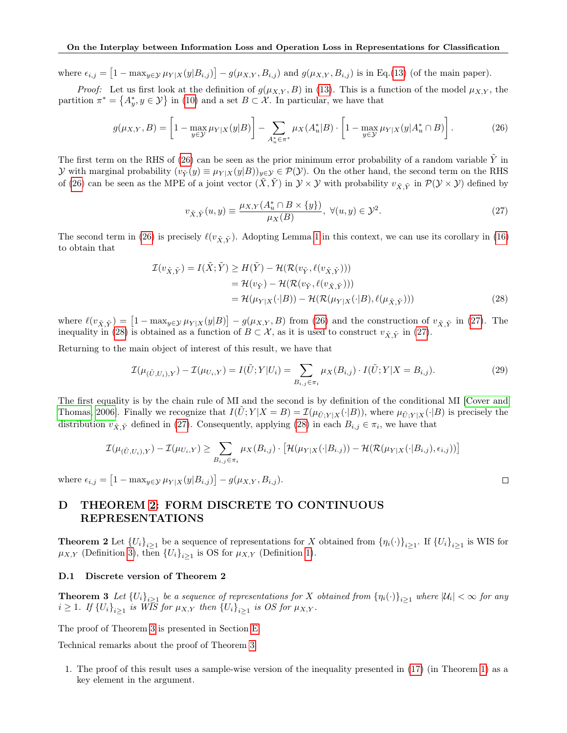where $\epsilon_{i,j} = \left[1 - \max_{y \in \mathcal{Y}} \mu_{Y|X}(y|B_{i,j})\right] - g(\mu_{X,Y}, B_{i,j})$ and $g(\mu_{X,Y}, B_{i,j})$ is in Eq.(13) (of the main paper).

*Proof:* Let us first look at the definition of $g(\mu_{X,Y}, B)$ in (13). This is a function of the model $\mu_{X,Y}$, the partition $\pi^* = \{A_y^*, y \in \mathcal{Y}\}$ in (10) and a set $B \subset \mathcal{X}$. In particular, we have that

$$g(\mu_{X,Y}, B) = \left[1 - \max_{y \in \mathcal{Y}} \mu_{Y|X}(y|B)\right] - \sum_{A_u^* \in \pi^*} \mu_X(A_u^*|B) \cdot \left[1 - \max_{y \in \mathcal{Y}} \mu_{Y|X}(y|A_u^* \cap B)\right]. \tag{26}$$

The first term on the RHS of (26) can be seen as the prior minimum error probability of a random variable $\tilde{Y}$ in $\mathcal{Y}$ with marginal probability $(v_{\tilde{Y}}(y) \equiv \mu_{Y|X}(y|B))_{y \in \mathcal{Y}} \in \mathcal{P}(\mathcal{Y})$. On the other hand, the second term on the RHS of (26) can be seen as the MPE of a joint vector $(\tilde{X}, \tilde{Y})$ in $\mathcal{Y} \times \mathcal{Y}$ with probability $v_{\tilde{X},\tilde{Y}}$ in $\mathcal{P}(\mathcal{Y} \times \mathcal{Y})$ defined by

$$v_{\tilde{X},\tilde{Y}}(u, y) \equiv \frac{\mu_{X,Y}(A_u^* \cap B \times \{y\})}{\mu_X(B)}, \ \forall (u, y) \in \mathcal{Y}^2. \tag{27}$$

The second term in (26) is precisely $\ell(v_{\tilde{X},\tilde{Y}})$. Adopting Lemma 1 in this context, we can use its corollary in (16) to obtain that

$$\begin{aligned}
\mathcal{I}(v_{\tilde{X},\tilde{Y}}) = I(\tilde{X}; \tilde{Y}) &\geq H(\tilde{Y}) - \mathcal{H}(\mathcal{R}(v_{\tilde{Y}}, \ell(v_{\tilde{X},\tilde{Y}}))) \\
&= \mathcal{H}(v_{\tilde{Y}}) - \mathcal{H}(\mathcal{R}(v_{\tilde{Y}}, \ell(v_{\tilde{X},\tilde{Y}}))) \\
&= \mathcal{H}(\mu_{Y|X}(\cdot|B)) - \mathcal{H}(\mathcal{R}(\mu_{Y|X}(\cdot|B), \ell(\mu_{\tilde{X},\tilde{Y}})))
\end{aligned} \tag{28}$$

where $\ell(v_{\tilde{X},\tilde{Y}}) = \left[1 - \max_{y \in \mathcal{Y}} \mu_{Y|X}(y|B)\right] - g(\mu_{X,Y}, B)$ from (26) and the construction of $v_{\tilde{X},\tilde{Y}}$ in (27). The inequality in (28) is obtained as a function of $B \subset \mathcal{X}$, as it is used to construct $v_{\tilde{X},\tilde{Y}}$ in (27).

Returning to the main object of interest of this result, we have that

$$\mathcal{I}(\mu_{(\tilde{U}, U_i), Y}) - \mathcal{I}(\mu_{U_i, Y}) = I(\tilde{U}; Y|U_i) = \sum_{B_{i,j} \in \pi_i} \mu_X(B_{i,j}) \cdot I(\tilde{U}; Y|X = B_{i,j}). \tag{29}$$

The first equality is by the chain rule of MI and the second is by definition of the conditional MI [Cover and Thomas, 2006]. Finally we recognize that $I(\tilde{U}; Y|X = B) = \mathcal{I}(\mu_{\tilde{U};Y|X}(\cdot|B))$, where $\mu_{\tilde{U};Y|X}(\cdot|B)$ is precisely the distribution $v_{\tilde{X},\tilde{Y}}$ defined in (27). Consequently, applying (28) in each $B_{i,j} \in \pi_i$, we have that

$$\mathcal{I}(\mu_{(\tilde{U}, U_i), Y}) - \mathcal{I}(\mu_{U_i, Y}) \geq \sum_{B_{i,j} \in \pi_i} \mu_X(B_{i,j}) \cdot \left[\mathcal{H}(\mu_{Y|X}(\cdot|B_{i,j})) - \mathcal{H}(\mathcal{R}(\mu_{Y|X}(\cdot|B_{i,j}), \epsilon_{i,j}))\right]$$

where $\epsilon_{i,j} = \left[1 - \max_{y \in \mathcal{Y}} \mu_{Y|X}(y|B_{i,j})\right] - g(\mu_{X,Y}, B_{i,j})$. □

# D THEOREM 2: FORM DISCRETE TO CONTINUOUS REPRESENTATIONS

**Theorem 2** Let $\{U_i\}_{i \geq 1}$ be a sequence of representations for $X$ obtained from $\{\eta_i(\cdot)\}_{i \geq 1}$. If $\{U_i\}_{i \geq 1}$ is WIS for $\mu_{X,Y}$ (Definition 3), then $\{U_i\}_{i \geq 1}$ is OS for $\mu_{X,Y}$ (Definition 1).

## D.1 Discrete version of Theorem 2

**Theorem 3** *Let $\{U_i\}_{i \geq 1}$ be a sequence of representations for $X$ obtained from $\{\eta_i(\cdot)\}_{i \geq 1}$ where $|\mathcal{U}_i| < \infty$ for any $i \geq 1$. If $\{U_i\}_{i \geq 1}$ is WIS for $\mu_{X,Y}$ then $\{U_i\}_{i \geq 1}$ is OS for $\mu_{X,Y}$.*

The proof of Theorem 3 is presented in Section E.

Technical remarks about the proof of Theorem 3

1. The proof of this result uses a sample-wise version of the inequality presented in (17) (in Theorem 1) as a key element in the argument.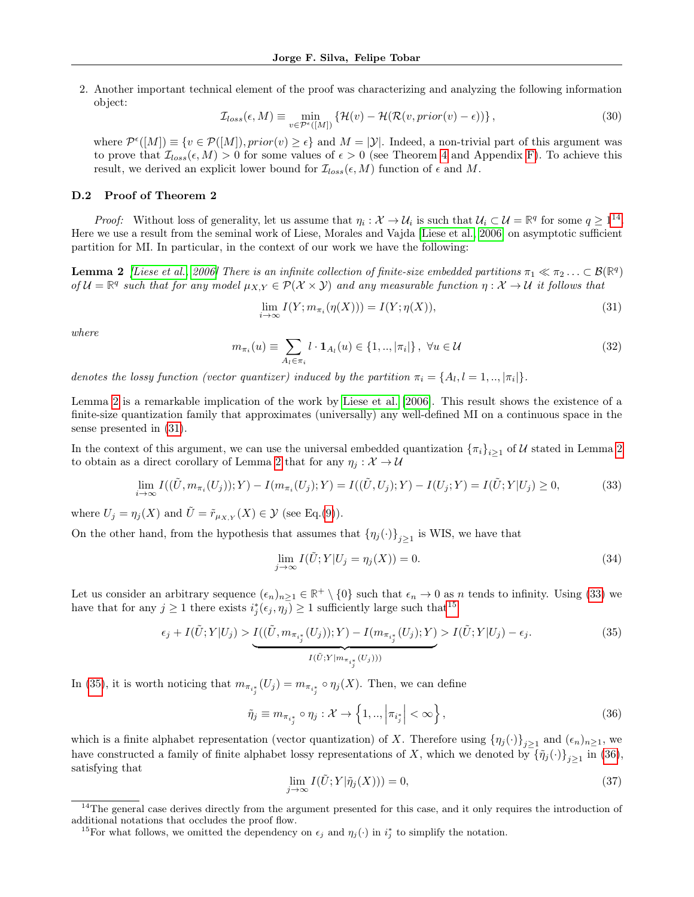2. Another important technical element of the proof was characterizing and analyzing the following information object:

$$\mathcal{I}_{loss}(\epsilon, M) \equiv \min_{v \in \mathcal{P}^{\epsilon}([M])} \left\{ \mathcal{H}(v) - \mathcal{H}(\mathcal{R}(v, prior(v) - \epsilon)) \right\}, \tag{30}$$

where $\mathcal{P}^{\epsilon}([M]) \equiv \{v \in \mathcal{P}([M]), prior(v) \geq \epsilon\}$ and $M = |\mathcal{Y}|$. Indeed, a non-trivial part of this argument was to prove that $\mathcal{I}_{loss}(\epsilon, M) > 0$ for some values of $\epsilon > 0$ (see Theorem 4 and Appendix F). To achieve this result, we derived an explicit lower bound for $\mathcal{I}_{loss}(\epsilon, M)$ function of $\epsilon$ and $M$.

### D.2 Proof of Theorem 2

*Proof:* Without loss of generality, let us assume that $\eta_i : \mathcal{X} \to \mathcal{U}_i$ is such that $\mathcal{U}_i \subset \mathcal{U} = \mathbb{R}^q$ for some $q \geq 1$[14]. Here we use a result from the seminal work of Liese, Morales and Vajda [Liese et al., 2006] on asymptotic sufficient partition for MI. In particular, in the context of our work we have the following:

**Lemma 2** *[Liese et al., 2006] There is an infinite collection of finite-size embedded partitions $\pi_1 \ll \pi_2 \ldots \subset \mathcal{B}(\mathbb{R}^q)$ of $\mathcal{U} = \mathbb{R}^q$ such that for any model $\mu_{X,Y} \in \mathcal{P}(\mathcal{X} \times \mathcal{Y})$ and any measurable function $\eta : \mathcal{X} \to \mathcal{U}$ it follows that*

$$\lim_{i \to \infty} I(Y; m_{\pi_i}(\eta(X))) = I(Y; \eta(X)), \tag{31}$$

*where*

$$m_{\pi_i}(u) \equiv \sum_{A_l \in \pi_i} l \cdot \mathbf{1}_{A_l}(u) \in \{1, .., |\pi_i|\}, \ \forall u \in \mathcal{U} \tag{32}$$

*denotes the lossy function (vector quantizer) induced by the partition $\pi_i = \{A_l, l = 1, .., |\pi_i|\}$.*

Lemma 2 is a remarkable implication of the work by Liese et al. [2006]. This result shows the existence of a finite-size quantization family that approximates (universally) any well-defined MI on a continuous space in the sense presented in (31).

In the context of this argument, we can use the universal embedded quantization $\{\pi_i\}_{i \geq 1}$ of $\mathcal{U}$ stated in Lemma 2 to obtain as a direct corollary of Lemma 2 that for any $\eta_j : \mathcal{X} \to \mathcal{U}$

$$\lim_{i \to \infty} I((\tilde{U}, m_{\pi_i}(U_j)); Y) - I(m_{\pi_i}(U_j); Y) = I((\tilde{U}, U_j); Y) - I(U_j; Y) = I(\tilde{U}; Y | U_j) \geq 0, \tag{33}$$

where $U_j = \eta_j(X)$ and $\tilde{U} = \tilde{r}_{\mu_{X,Y}}(X) \in \mathcal{Y}$ (see Eq.(9)).

On the other hand, from the hypothesis that assumes that $\{\eta_j(\cdot)\}_{j \geq 1}$ is WIS, we have that

$$\lim_{j \to \infty} I(\tilde{U}; Y | U_j = \eta_j(X)) = 0. \tag{34}$$

Let us consider an arbitrary sequence $(\epsilon_n)_{n \geq 1} \in \mathbb{R}^+ \setminus \{0\}$ such that $\epsilon_n \to 0$ as $n$ tends to infinity. Using (33) we have that for any $j \geq 1$ there exists $i^*_j(\epsilon_j, \eta_j) \geq 1$ sufficiently large such that[15]

$$\epsilon_j + I(\tilde{U}; Y | U_j) > \underbrace{I((\tilde{U}, m_{\pi_{i^*_j}}(U_j)); Y) - I(m_{\pi_{i^*_j}}(U_j); Y)}_{I(\tilde{U}; Y | m_{\pi_{i^*_j}}(U_j)))} > I(\tilde{U}; Y | U_j) - \epsilon_j. \tag{35}$$

In (35), it is worth noticing that $m_{\pi_{i^*_j}}(U_j) = m_{\pi_{i^*_j}} \circ \eta_j(X)$. Then, we can define

$$\tilde{\eta}_j \equiv m_{\pi_{i^*_j}} \circ \eta_j : \mathcal{X} \to \left\{1, .., \left|\pi_{i^*_j}\right| < \infty \right\}, \tag{36}$$

which is a finite alphabet representation (vector quantization) of $X$. Therefore using $\{\eta_j(\cdot)\}_{j \geq 1}$ and $(\epsilon_n)_{n \geq 1}$, we have constructed a family of finite alphabet lossy representations of $X$, which we denoted by $\{\tilde{\eta}_j(\cdot)\}_{j \geq 1}$ in (36), satisfying that

$$\lim_{j \to \infty} I(\tilde{U}; Y | \tilde{\eta}_j(X))) = 0, \tag{37}$$

[14] The general case derives directly from the argument presented for this case, and it only requires the introduction of additional notations that occludes the proof flow.

[15] For what follows, we omitted the dependency on $\epsilon_j$ and $\eta_j(\cdot)$ in $i^*_j$ to simplify the notation.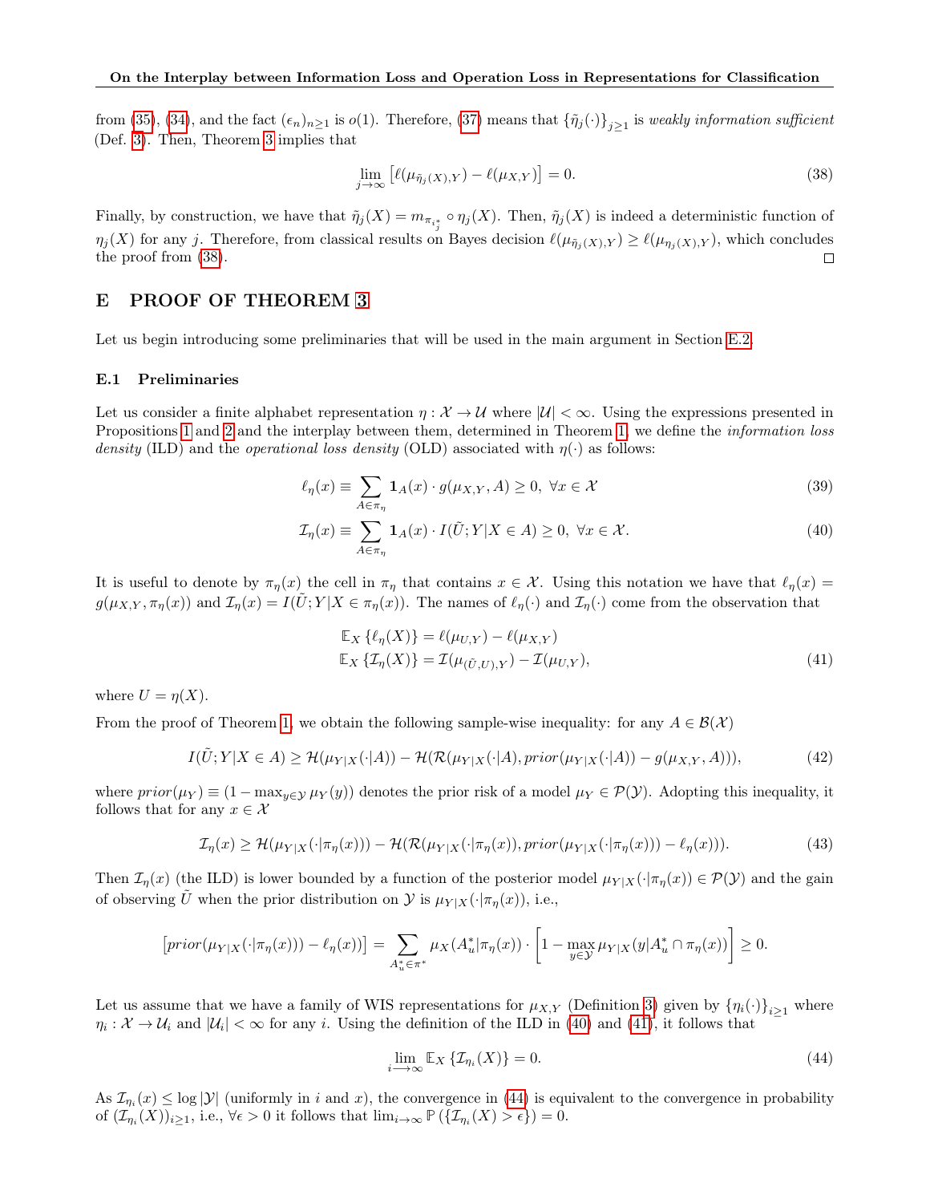from (35), (34), and the fact $(\epsilon_n)_{n\geq 1}$ is $o(1)$. Therefore, (37) means that $\{\tilde{\eta}_j(\cdot)\}_{j\geq 1}$ is *weakly information sufficient* (Def. 3). Then, Theorem 3 implies that

$$\lim_{j\to\infty}\left[\ell(\mu_{\tilde{\eta}_j(X),Y}) - \ell(\mu_{X,Y})\right] = 0. \tag{38}$$

Finally, by construction, we have that $\tilde{\eta}_j(X) = m_{\pi_{i_j^*}} \circ \eta_j(X)$. Then, $\tilde{\eta}_j(X)$ is indeed a deterministic function of $\eta_j(X)$ for any $j$. Therefore, from classical results on Bayes decision $\ell(\mu_{\tilde{\eta}_j(X),Y}) \geq \ell(\mu_{\eta_j(X),Y})$, which concludes the proof from (38). □

## E PROOF OF THEOREM 3

Let us begin introducing some preliminaries that will be used in the main argument in Section E.2.

### E.1 Preliminaries

Let us consider a finite alphabet representation $\eta : \mathcal{X} \to \mathcal{U}$ where $|\mathcal{U}| < \infty$. Using the expressions presented in Propositions 1 and 2 and the interplay between them, determined in Theorem 1, we define the *information loss density* (ILD) and the *operational loss density* (OLD) associated with $\eta(\cdot)$ as follows:

$$\ell_\eta(x) \equiv \sum_{A\in\pi_\eta} \mathbf{1}_A(x)\cdot g(\mu_{X,Y}, A) \geq 0,\ \forall x \in \mathcal{X} \tag{39}$$

$$\mathcal{I}_\eta(x) \equiv \sum_{A\in\pi_\eta} \mathbf{1}_A(x)\cdot I(\tilde{U}; Y|X\in A) \geq 0,\ \forall x \in \mathcal{X}. \tag{40}$$

It is useful to denote by $\pi_\eta(x)$ the cell in $\pi_\eta$ that contains $x \in \mathcal{X}$. Using this notation we have that $\ell_\eta(x) = g(\mu_{X,Y}, \pi_\eta(x))$ and $\mathcal{I}_\eta(x) = I(\tilde{U}; Y|X \in \pi_\eta(x))$. The names of $\ell_\eta(\cdot)$ and $\mathcal{I}_\eta(\cdot)$ come from the observation that

$$\begin{aligned}\mathbb{E}_X\left\{\ell_\eta(X)\right\} &= \ell(\mu_{U,Y}) - \ell(\mu_{X,Y})\\ \mathbb{E}_X\left\{\mathcal{I}_\eta(X)\right\} &= \mathcal{I}(\mu_{(\tilde{U},U),Y}) - \mathcal{I}(\mu_{U,Y}),\end{aligned} \tag{41}$$

where $U = \eta(X)$.

From the proof of Theorem 1, we obtain the following sample-wise inequality: for any $A \in \mathcal{B}(\mathcal{X})$

$$I(\tilde{U}; Y|X \in A) \geq \mathcal{H}(\mu_{Y|X}(\cdot|A)) - \mathcal{H}(\mathcal{R}(\mu_{Y|X}(\cdot|A), prior(\mu_{Y|X}(\cdot|A)) - g(\mu_{X,Y}, A))), \tag{42}$$

where $prior(\mu_Y) \equiv (1 - \max_{y\in\mathcal{Y}} \mu_Y(y))$ denotes the prior risk of a model $\mu_Y \in \mathcal{P}(\mathcal{Y})$. Adopting this inequality, it follows that for any $x \in \mathcal{X}$

$$\mathcal{I}_\eta(x) \geq \mathcal{H}(\mu_{Y|X}(\cdot|\pi_\eta(x))) - \mathcal{H}(\mathcal{R}(\mu_{Y|X}(\cdot|\pi_\eta(x)), prior(\mu_{Y|X}(\cdot|\pi_\eta(x))) - \ell_\eta(x))). \tag{43}$$

Then $\mathcal{I}_\eta(x)$ (the ILD) is lower bounded by a function of the posterior model $\mu_{Y|X}(\cdot|\pi_\eta(x)) \in \mathcal{P}(\mathcal{Y})$ and the gain of observing $\tilde{U}$ when the prior distribution on $\mathcal{Y}$ is $\mu_{Y|X}(\cdot|\pi_\eta(x))$, i.e.,

$$\left[prior(\mu_{Y|X}(\cdot|\pi_\eta(x))) - \ell_\eta(x))\right] = \sum_{A_u^*\in\pi^*} \mu_X(A_u^*|\pi_\eta(x))\cdot\left[1 - \max_{y\in\mathcal{Y}} \mu_{Y|X}(y|A_u^*\cap\pi_\eta(x))\right] \geq 0.$$

Let us assume that we have a family of WIS representations for $\mu_{X,Y}$ (Definition 3) given by $\{\eta_i(\cdot)\}_{i\geq 1}$ where $\eta_i : \mathcal{X} \to \mathcal{U}_i$ and $|\mathcal{U}_i| < \infty$ for any $i$. Using the definition of the ILD in (40) and (41), it follows that

$$\lim_{i\longrightarrow\infty} \mathbb{E}_X\left\{\mathcal{I}_{\eta_i}(X)\right\} = 0. \tag{44}$$

As $\mathcal{I}_{\eta_i}(x) \leq \log|\mathcal{Y}|$ (uniformly in $i$ and $x$), the convergence in (44) is equivalent to the convergence in probability of $(\mathcal{I}_{\eta_i}(X))_{i\geq 1}$, i.e., $\forall\epsilon > 0$ it follows that $\lim_{i\to\infty} \mathbb{P}\left(\{\mathcal{I}_{\eta_i}(X) > \epsilon\}\right) = 0$.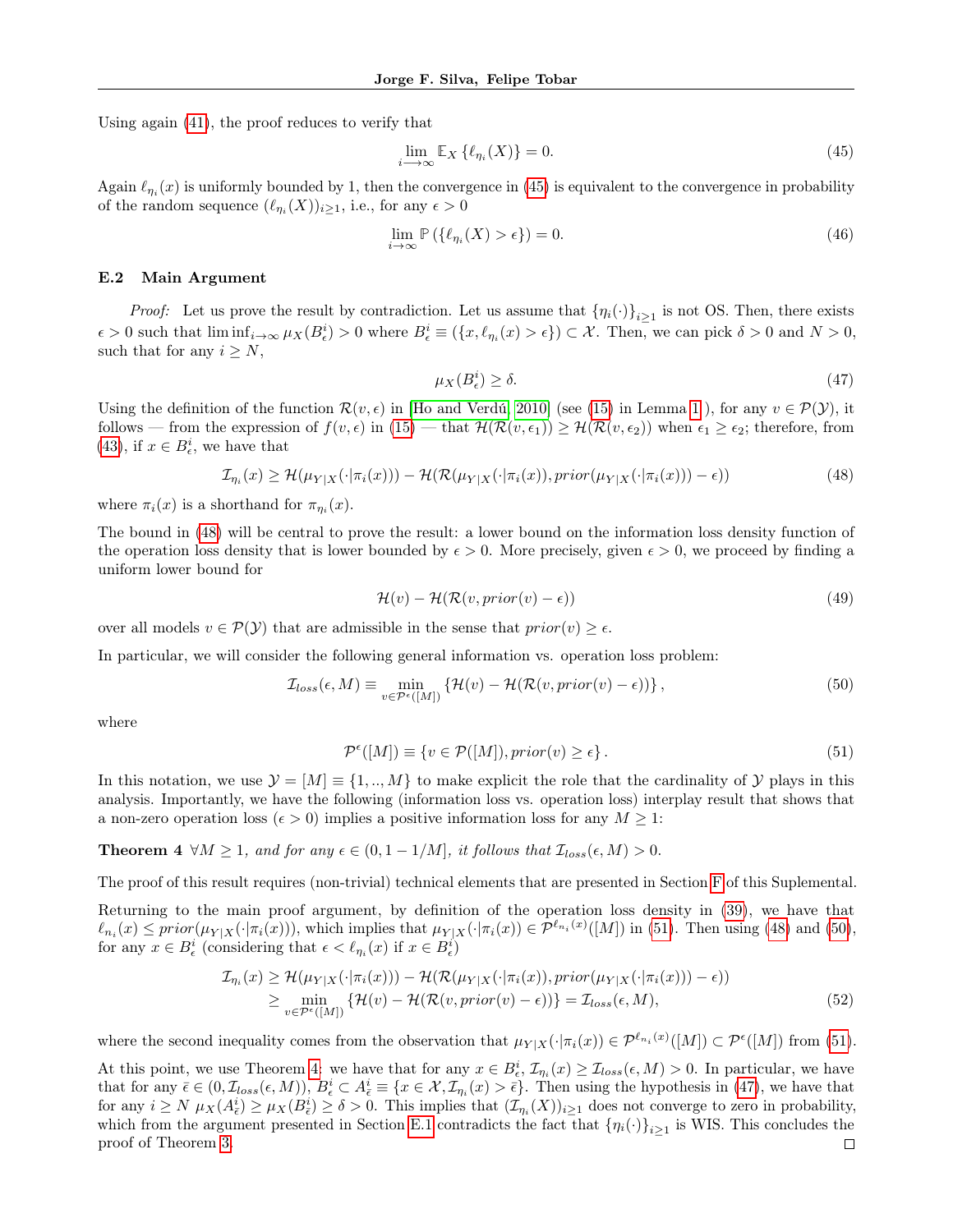Using again (41), the proof reduces to verify that

$$\lim_{i \longrightarrow \infty} \mathbb{E}_X \left\{ \ell_{\eta_i}(X) \right\} = 0. \tag{45}$$

Again $\ell_{\eta_i}(x)$ is uniformly bounded by 1, then the convergence in (45) is equivalent to the convergence in probability of the random sequence $(\ell_{\eta_i}(X))_{i \geq 1}$, i.e., for any $\epsilon > 0$

$$\lim_{i \to \infty} \mathbb{P}\left( \{ \ell_{\eta_i}(X) > \epsilon \} \right) = 0. \tag{46}$$

### E.2 Main Argument

*Proof:* Let us prove the result by contradiction. Let us assume that $\{\eta_i(\cdot)\}_{i \geq 1}$ is not OS. Then, there exists $\epsilon > 0$ such that $\liminf_{i \to \infty} \mu_X(B^i_\epsilon) > 0$ where $B^i_\epsilon \equiv (\{x, \ell_{\eta_i}(x) > \epsilon\}) \subset \mathcal{X}$. Then, we can pick $\delta > 0$ and $N > 0$, such that for any $i \geq N$,

$$\mu_X(B^i_\epsilon) \geq \delta. \tag{47}$$

Using the definition of the function $\mathcal{R}(v, \epsilon)$ in [Ho and Verdú, 2010] (see (15) in Lemma 1 ), for any $v \in \mathcal{P}(\mathcal{Y})$, it follows — from the expression of $f(v, \epsilon)$ in (15) — that $\mathcal{H}(\mathcal{R}(v, \epsilon_1)) \geq \mathcal{H}(\mathcal{R}(v, \epsilon_2))$ when $\epsilon_1 \geq \epsilon_2$; therefore, from (43), if $x \in B^i_\epsilon$, we have that

$$\mathcal{I}_{\eta_i}(x) \geq \mathcal{H}(\mu_{Y|X}(\cdot|\pi_i(x))) - \mathcal{H}(\mathcal{R}(\mu_{Y|X}(\cdot|\pi_i(x)), prior(\mu_{Y|X}(\cdot|\pi_i(x))) - \epsilon)) \tag{48}$$

where $\pi_i(x)$ is a shorthand for $\pi_{\eta_i}(x)$.

The bound in (48) will be central to prove the result: a lower bound on the information loss density function of the operation loss density that is lower bounded by $\epsilon > 0$. More precisely, given $\epsilon > 0$, we proceed by finding a uniform lower bound for

$$\mathcal{H}(v) - \mathcal{H}(\mathcal{R}(v, prior(v) - \epsilon)) \tag{49}$$

over all models $v \in \mathcal{P}(\mathcal{Y})$ that are admissible in the sense that $prior(v) \geq \epsilon$.

In particular, we will consider the following general information vs. operation loss problem:

$$\mathcal{I}_{loss}(\epsilon, M) \equiv \min_{v \in \mathcal{P}^\epsilon([M])} \left\{ \mathcal{H}(v) - \mathcal{H}(\mathcal{R}(v, prior(v) - \epsilon)) \right\}, \tag{50}$$

where

$$\mathcal{P}^\epsilon([M]) \equiv \left\{ v \in \mathcal{P}([M]), prior(v) \geq \epsilon \right\}. \tag{51}$$

In this notation, we use $\mathcal{Y} = [M] \equiv \{1, .., M\}$ to make explicit the role that the cardinality of $\mathcal{Y}$ plays in this analysis. Importantly, we have the following (information loss vs. operation loss) interplay result that shows that a non-zero operation loss ($\epsilon > 0$) implies a positive information loss for any $M \geq 1$:

**Theorem 4** *$\forall M \geq 1$, and for any $\epsilon \in (0, 1 - 1/M]$, it follows that $\mathcal{I}_{loss}(\epsilon, M) > 0$.*

The proof of this result requires (non-trivial) technical elements that are presented in Section F of this Suplemental.

Returning to the main proof argument, by definition of the operation loss density in (39), we have that $\ell_{n_i}(x) \leq prior(\mu_{Y|X}(\cdot|\pi_i(x)))$, which implies that $\mu_{Y|X}(\cdot|\pi_i(x)) \in \mathcal{P}^{\ell_{n_i}(x)}([M])$ in (51). Then using (48) and (50), for any $x \in B^i_\epsilon$ (considering that $\epsilon < \ell_{\eta_i}(x)$ if $x \in B^i_\epsilon$)

$$\begin{aligned} \mathcal{I}_{\eta_i}(x) &\geq \mathcal{H}(\mu_{Y|X}(\cdot|\pi_i(x))) - \mathcal{H}(\mathcal{R}(\mu_{Y|X}(\cdot|\pi_i(x)), prior(\mu_{Y|X}(\cdot|\pi_i(x))) - \epsilon)) \\ &\geq \min_{v \in \mathcal{P}^\epsilon([M])} \left\{ \mathcal{H}(v) - \mathcal{H}(\mathcal{R}(v, prior(v) - \epsilon)) \right\} = \mathcal{I}_{loss}(\epsilon, M), \end{aligned} \tag{52}$$

where the second inequality comes from the observation that $\mu_{Y|X}(\cdot|\pi_i(x)) \in \mathcal{P}^{\ell_{n_i}(x)}([M]) \subset \mathcal{P}^\epsilon([M])$ from (51).

At this point, we use Theorem 4: we have that for any $x \in B^i_\epsilon$, $\mathcal{I}_{\eta_i}(x) \geq \mathcal{I}_{loss}(\epsilon, M) > 0$. In particular, we have that for any $\bar{\epsilon} \in (0, \mathcal{I}_{loss}(\epsilon, M))$, $B^i_\epsilon \subset A^i_{\bar{\epsilon}} \equiv \{x \in \mathcal{X}, \mathcal{I}_{\eta_i}(x) > \bar{\epsilon}\}$. Then using the hypothesis in (47), we have that for any $i \geq N$ $\mu_X(A^i_{\bar{\epsilon}}) \geq \mu_X(B^i_\epsilon) \geq \delta > 0$. This implies that $(\mathcal{I}_{\eta_i}(X))_{i \geq 1}$ does not converge to zero in probability, which from the argument presented in Section E.1 contradicts the fact that $\{\eta_i(\cdot)\}_{i \geq 1}$ is WIS. This concludes the proof of Theorem 3. ☐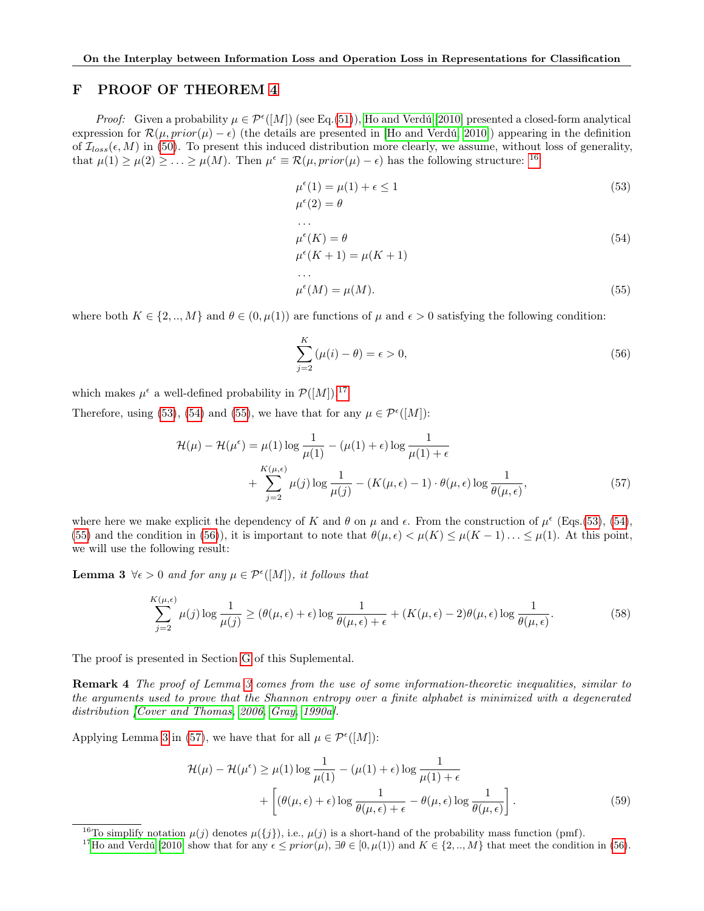# F PROOF OF THEOREM 4

*Proof:* Given a probability $\mu \in \mathcal{P}^{\epsilon}([M])$ (see Eq.(51)), Ho and Verdú [2010] presented a closed-form analytical expression for $\mathcal{R}(\mu, prior(\mu) - \epsilon)$ (the details are presented in [Ho and Verdú, 2010]) appearing in the definition of $\mathcal{I}_{loss}(\epsilon, M)$ in (50). To present this induced distribution more clearly, we assume, without loss of generality, that $\mu(1) \geq \mu(2) \geq \ldots \geq \mu(M)$. Then $\mu^{\epsilon} \equiv \mathcal{R}(\mu, prior(\mu) - \epsilon)$ has the following structure: [16]

$$\mu^{\epsilon}(1) = \mu(1) + \epsilon \leq 1 \tag{53}$$

$$\begin{aligned}
&\mu^{\epsilon}(2) = \theta \\
&\ldots \\
&\mu^{\epsilon}(K) = \theta
\end{aligned} \tag{54}$$

$$\begin{aligned}
&\mu^{\epsilon}(K+1) = \mu(K+1) \\
&\ldots \\
&\mu^{\epsilon}(M) = \mu(M).
\end{aligned} \tag{55}$$

where both $K \in \{2, .., M\}$ and $\theta \in (0, \mu(1))$ are functions of $\mu$ and $\epsilon > 0$ satisfying the following condition:

$$\sum_{j=2}^{K} (\mu(i) - \theta) = \epsilon > 0, \tag{56}$$

which makes $\mu^{\epsilon}$ a well-defined probability in $\mathcal{P}([M])$. [17]

Therefore, using (53), (54) and (55), we have that for any $\mu \in \mathcal{P}^{\epsilon}([M])$:

$$\begin{aligned}
\mathcal{H}(\mu) - \mathcal{H}(\mu^{\epsilon}) = {} & \mu(1) \log \frac{1}{\mu(1)} - (\mu(1) + \epsilon) \log \frac{1}{\mu(1) + \epsilon} \\
& + \sum_{j=2}^{K(\mu,\epsilon)} \mu(j) \log \frac{1}{\mu(j)} - (K(\mu, \epsilon) - 1) \cdot \theta(\mu, \epsilon) \log \frac{1}{\theta(\mu, \epsilon)},
\end{aligned} \tag{57}$$

where here we make explicit the dependency of $K$ and $\theta$ on $\mu$ and $\epsilon$. From the construction of $\mu^{\epsilon}$ (Eqs.(53), (54), (55) and the condition in (56)), it is important to note that $\theta(\mu, \epsilon) < \mu(K) \leq \mu(K-1) \ldots \leq \mu(1)$. At this point, we will use the following result:

**Lemma 3** *$\forall \epsilon > 0$ and for any $\mu \in \mathcal{P}^{\epsilon}([M])$, it follows that*

$$\sum_{j=2}^{K(\mu,\epsilon)} \mu(j) \log \frac{1}{\mu(j)} \geq (\theta(\mu, \epsilon) + \epsilon) \log \frac{1}{\theta(\mu, \epsilon) + \epsilon} + (K(\mu, \epsilon) - 2)\theta(\mu, \epsilon) \log \frac{1}{\theta(\mu, \epsilon)}. \tag{58}$$

The proof is presented in Section G of this Suplemental.

**Remark 4** *The proof of Lemma 3 comes from the use of some information-theoretic inequalities, similar to the arguments used to prove that the Shannon entropy over a finite alphabet is minimized with a degenerated distribution [Cover and Thomas, 2006, Gray, 1990a].*

Applying Lemma 3 in (57), we have that for all $\mu \in \mathcal{P}^{\epsilon}([M])$:

$$\begin{aligned}
\mathcal{H}(\mu) - \mathcal{H}(\mu^{\epsilon}) \geq {} & \mu(1) \log \frac{1}{\mu(1)} - (\mu(1) + \epsilon) \log \frac{1}{\mu(1) + \epsilon} \\
& + \left[ (\theta(\mu, \epsilon) + \epsilon) \log \frac{1}{\theta(\mu, \epsilon) + \epsilon} - \theta(\mu, \epsilon) \log \frac{1}{\theta(\mu, \epsilon)} \right].
\end{aligned} \tag{59}$$

---

[16] To simplify notation $\mu(j)$ denotes $\mu(\{j\})$, i.e., $\mu(j)$ is a short-hand of the probability mass function (pmf).

[17] Ho and Verdú [2010] show that for any $\epsilon \leq prior(\mu)$, $\exists \theta \in [0, \mu(1))$ and $K \in \{2, .., M\}$ that meet the condition in (56).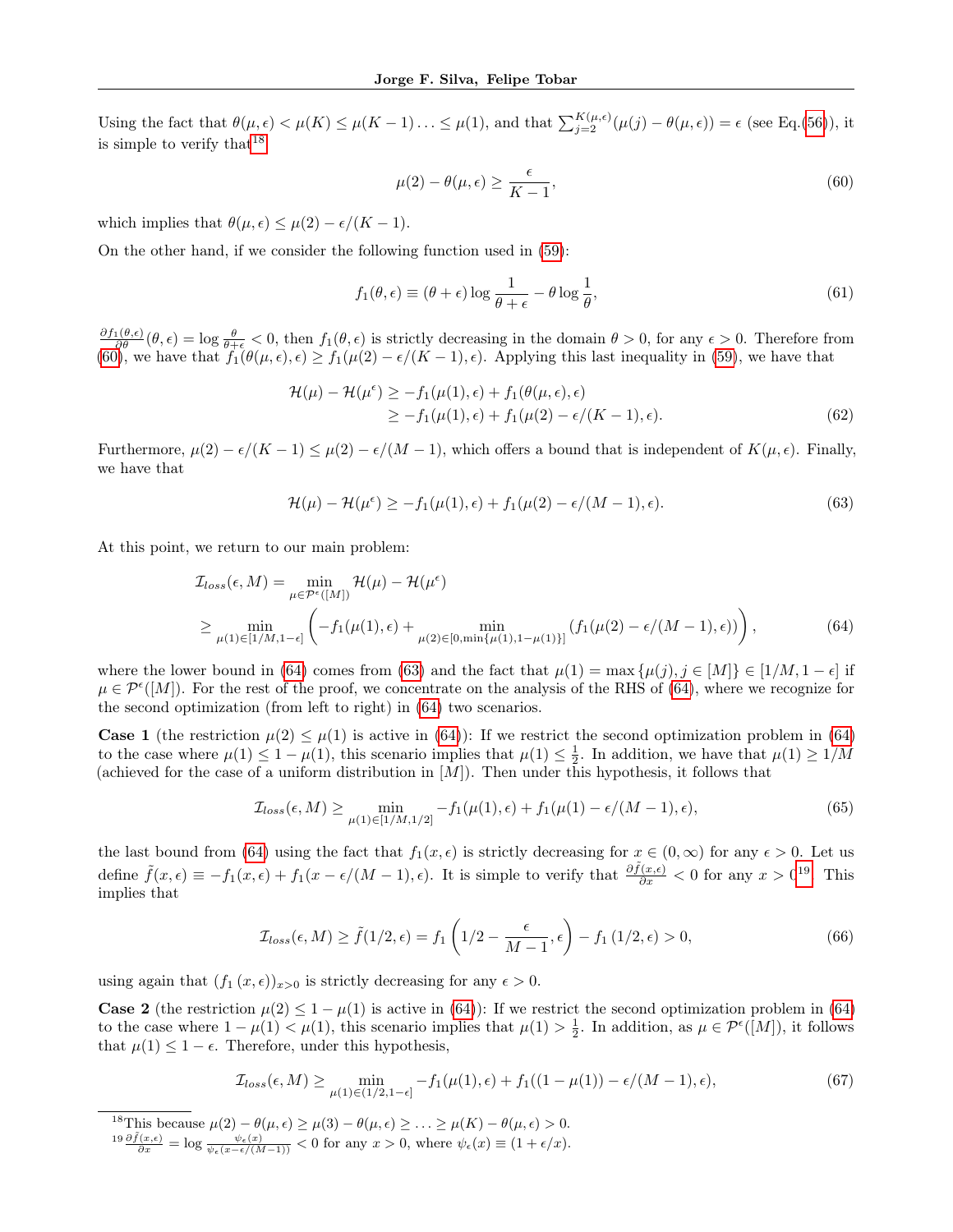Using the fact that $\theta(\mu, \epsilon) < \mu(K) \leq \mu(K-1) \ldots \leq \mu(1)$, and that $\sum_{j=2}^{K(\mu,\epsilon)} (\mu(j) - \theta(\mu, \epsilon)) = \epsilon$ (see Eq.(56)), it is simple to verify that[18]

$$\mu(2) - \theta(\mu, \epsilon) \geq \frac{\epsilon}{K-1}, \tag{60}$$

which implies that $\theta(\mu, \epsilon) \leq \mu(2) - \epsilon/(K-1)$.

On the other hand, if we consider the following function used in (59):

$$f_1(\theta, \epsilon) \equiv (\theta + \epsilon) \log \frac{1}{\theta + \epsilon} - \theta \log \frac{1}{\theta}, \tag{61}$$

$\frac{\partial f_1(\theta,\epsilon)}{\partial \theta}(\theta, \epsilon) = \log \frac{\theta}{\theta+\epsilon} < 0$, then $f_1(\theta, \epsilon)$ is strictly decreasing in the domain $\theta > 0$, for any $\epsilon > 0$. Therefore from (60), we have that $f_1(\theta(\mu, \epsilon), \epsilon) \geq f_1(\mu(2) - \epsilon/(K-1), \epsilon)$. Applying this last inequality in (59), we have that

$$\begin{aligned}
\mathcal{H}(\mu) - \mathcal{H}(\mu^\epsilon) &\geq -f_1(\mu(1), \epsilon) + f_1(\theta(\mu, \epsilon), \epsilon) \\
&\geq -f_1(\mu(1), \epsilon) + f_1(\mu(2) - \epsilon/(K-1), \epsilon).
\end{aligned} \tag{62}$$

Furthermore, $\mu(2) - \epsilon/(K-1) \leq \mu(2) - \epsilon/(M-1)$, which offers a bound that is independent of $K(\mu, \epsilon)$. Finally, we have that

$$\mathcal{H}(\mu) - \mathcal{H}(\mu^\epsilon) \geq -f_1(\mu(1), \epsilon) + f_1(\mu(2) - \epsilon/(M-1), \epsilon). \tag{63}$$

At this point, we return to our main problem:

$$\begin{aligned}
\mathcal{I}_{loss}(\epsilon, M) &= \min_{\mu \in \mathcal{P}^\epsilon([M])} \mathcal{H}(\mu) - \mathcal{H}(\mu^\epsilon) \\
&\geq \min_{\mu(1) \in [1/M, 1-\epsilon]} \left( -f_1(\mu(1), \epsilon) + \min_{\mu(2) \in [0, \min\{\mu(1), 1-\mu(1)\}]} (f_1(\mu(2) - \epsilon/(M-1), \epsilon)) \right),
\end{aligned} \tag{64}$$

where the lower bound in (64) comes from (63) and the fact that $\mu(1) = \max\{\mu(j), j \in [M]\} \in [1/M, 1-\epsilon]$ if $\mu \in \mathcal{P}^\epsilon([M])$. For the rest of the proof, we concentrate on the analysis of the RHS of (64), where we recognize for the second optimization (from left to right) in (64) two scenarios.

**Case 1** (the restriction $\mu(2) \leq \mu(1)$ is active in (64)): If we restrict the second optimization problem in (64) to the case where $\mu(1) \leq 1 - \mu(1)$, this scenario implies that $\mu(1) \leq \frac{1}{2}$. In addition, we have that $\mu(1) \geq 1/M$ (achieved for the case of a uniform distribution in $[M]$). Then under this hypothesis, it follows that

$$\mathcal{I}_{loss}(\epsilon, M) \geq \min_{\mu(1) \in [1/M, 1/2]} -f_1(\mu(1), \epsilon) + f_1(\mu(1) - \epsilon/(M-1), \epsilon), \tag{65}$$

the last bound from (64) using the fact that $f_1(x, \epsilon)$ is strictly decreasing for $x \in (0, \infty)$ for any $\epsilon > 0$. Let us define $\tilde{f}(x, \epsilon) \equiv -f_1(x, \epsilon) + f_1(x - \epsilon/(M-1), \epsilon)$. It is simple to verify that $\frac{\partial \tilde{f}(x,\epsilon)}{\partial x} < 0$ for any $x > 0$[19]. This implies that

$$\mathcal{I}_{loss}(\epsilon, M) \geq \tilde{f}(1/2, \epsilon) = f_1\left(1/2 - \frac{\epsilon}{M-1}, \epsilon\right) - f_1(1/2, \epsilon) > 0, \tag{66}$$

using again that $(f_1(x, \epsilon))_{x>0}$ is strictly decreasing for any $\epsilon > 0$.

**Case 2** (the restriction $\mu(2) \leq 1 - \mu(1)$ is active in (64)): If we restrict the second optimization problem in (64) to the case where $1 - \mu(1) < \mu(1)$, this scenario implies that $\mu(1) > \frac{1}{2}$. In addition, as $\mu \in \mathcal{P}^\epsilon([M])$, it follows that $\mu(1) \leq 1 - \epsilon$. Therefore, under this hypothesis,

$$\mathcal{I}_{loss}(\epsilon, M) \geq \min_{\mu(1) \in (1/2, 1-\epsilon]} -f_1(\mu(1), \epsilon) + f_1((1 - \mu(1)) - \epsilon/(M-1), \epsilon), \tag{67}$$

---

[18] This because $\mu(2) - \theta(\mu, \epsilon) \geq \mu(3) - \theta(\mu, \epsilon) \geq \ldots \geq \mu(K) - \theta(\mu, \epsilon) > 0$.

[19] $\frac{\partial \tilde{f}(x,\epsilon)}{\partial x} = \log \frac{\psi_\epsilon(x)}{\psi_\epsilon(x - \epsilon/(M-1))} < 0$ for any $x > 0$, where $\psi_\epsilon(x) \equiv (1 + \epsilon/x)$.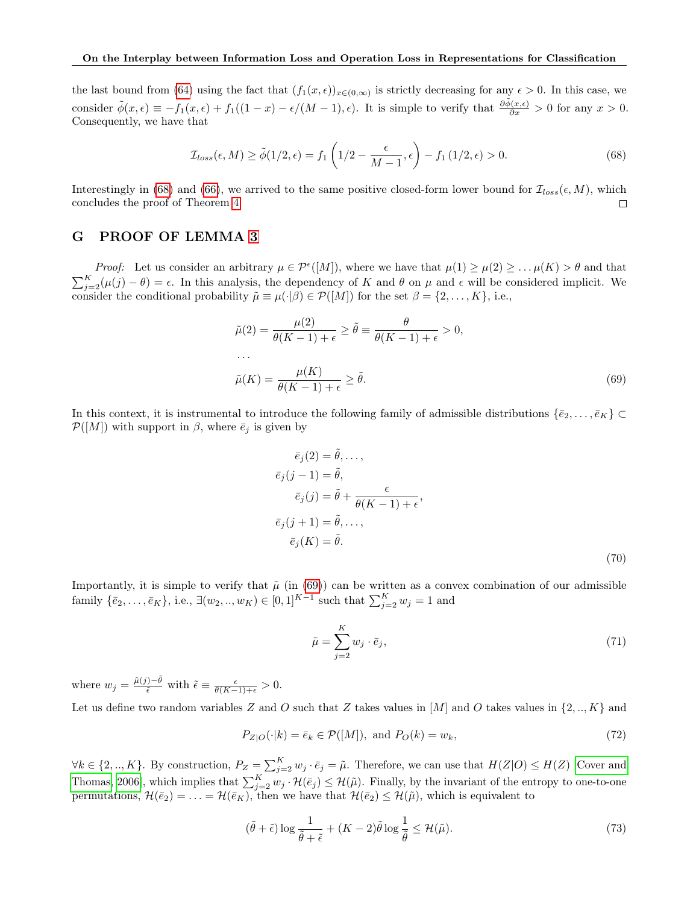the last bound from (64) using the fact that $(f_1(x,\epsilon))_{x\in(0,\infty)}$ is strictly decreasing for any $\epsilon > 0$. In this case, we consider $\tilde{\phi}(x,\epsilon) \equiv -f_1(x,\epsilon) + f_1((1-x) - \epsilon/(M-1), \epsilon)$. It is simple to verify that $\frac{\partial \tilde{\phi}(x,\epsilon)}{\partial x} > 0$ for any $x > 0$. Consequently, we have that

$$\mathcal{I}_{loss}(\epsilon, M) \geq \tilde{\phi}(1/2, \epsilon) = f_1\left(1/2 - \frac{\epsilon}{M-1}, \epsilon\right) - f_1(1/2, \epsilon) > 0. \tag{68}$$

Interestingly in (68) and (66), we arrived to the same positive closed-form lower bound for $\mathcal{I}_{loss}(\epsilon, M)$, which concludes the proof of Theorem 4. □

# G PROOF OF LEMMA 3

*Proof:* Let us consider an arbitrary $\mu \in \mathcal{P}^{\epsilon}([M])$, where we have that $\mu(1) \geq \mu(2) \geq \ldots \mu(K) > \theta$ and that $\sum_{j=2}^{K}(\mu(j) - \theta) = \epsilon$. In this analysis, the dependency of $K$ and $\theta$ on $\mu$ and $\epsilon$ will be considered implicit. We consider the conditional probability $\tilde{\mu} \equiv \mu(\cdot|\beta) \in \mathcal{P}([M])$ for the set $\beta = \{2, \ldots, K\}$, i.e.,

$$\begin{aligned}
\tilde{\mu}(2) &= \frac{\mu(2)}{\theta(K-1)+\epsilon} \geq \tilde{\theta} \equiv \frac{\theta}{\theta(K-1)+\epsilon} > 0, \\
&\ldots \\
\tilde{\mu}(K) &= \frac{\mu(K)}{\theta(K-1)+\epsilon} \geq \tilde{\theta}.
\end{aligned} \tag{69}$$

In this context, it is instrumental to introduce the following family of admissible distributions $\{\bar{e}_2, \ldots, \bar{e}_K\} \subset \mathcal{P}([M])$ with support in $\beta$, where $\bar{e}_j$ is given by

$$\begin{aligned}
\bar{e}_j(2) &= \tilde{\theta}, \ldots, \\
\bar{e}_j(j-1) &= \tilde{\theta}, \\
\bar{e}_j(j) &= \tilde{\theta} + \frac{\epsilon}{\theta(K-1)+\epsilon}, \\
\bar{e}_j(j+1) &= \tilde{\theta}, \ldots, \\
\bar{e}_j(K) &= \tilde{\theta}.
\end{aligned} \tag{70}$$

Importantly, it is simple to verify that $\tilde{\mu}$ (in (69)) can be written as a convex combination of our admissible family $\{\bar{e}_2, \ldots, \bar{e}_K\}$, i.e., $\exists (w_2, .., w_K) \in [0,1]^{K-1}$ such that $\sum_{j=2}^{K} w_j = 1$ and

$$\tilde{\mu} = \sum_{j=2}^{K} w_j \cdot \bar{e}_j, \tag{71}$$

where $w_j = \frac{\tilde{\mu}(j) - \tilde{\theta}}{\tilde{\epsilon}}$ with $\tilde{\epsilon} \equiv \frac{\epsilon}{\theta(K-1)+\epsilon} > 0$.

Let us define two random variables $Z$ and $O$ such that $Z$ takes values in $[M]$ and $O$ takes values in $\{2, .., K\}$ and

$$P_{Z|O}(\cdot|k) = \bar{e}_k \in \mathcal{P}([M]), \text{ and } P_O(k) = w_k, \tag{72}$$

$\forall k \in \{2, .., K\}$. By construction, $P_Z = \sum_{j=2}^{K} w_j \cdot \bar{e}_j = \tilde{\mu}$. Therefore, we can use that $H(Z|O) \leq H(Z)$ (Cover and Thomas, 2006), which implies that $\sum_{j=2}^{K} w_j \cdot \mathcal{H}(\bar{e}_j) \leq \mathcal{H}(\tilde{\mu})$. Finally, by the invariant of the entropy to one-to-one permutations, $\mathcal{H}(\bar{e}_2) = \ldots = \mathcal{H}(\bar{e}_K)$, then we have that $\mathcal{H}(\bar{e}_2) \leq \mathcal{H}(\tilde{\mu})$, which is equivalent to

$$(\tilde{\theta} + \tilde{\epsilon}) \log \frac{1}{\tilde{\theta} + \tilde{\epsilon}} + (K-2)\tilde{\theta} \log \frac{1}{\tilde{\theta}} \leq \mathcal{H}(\tilde{\mu}). \tag{73}$$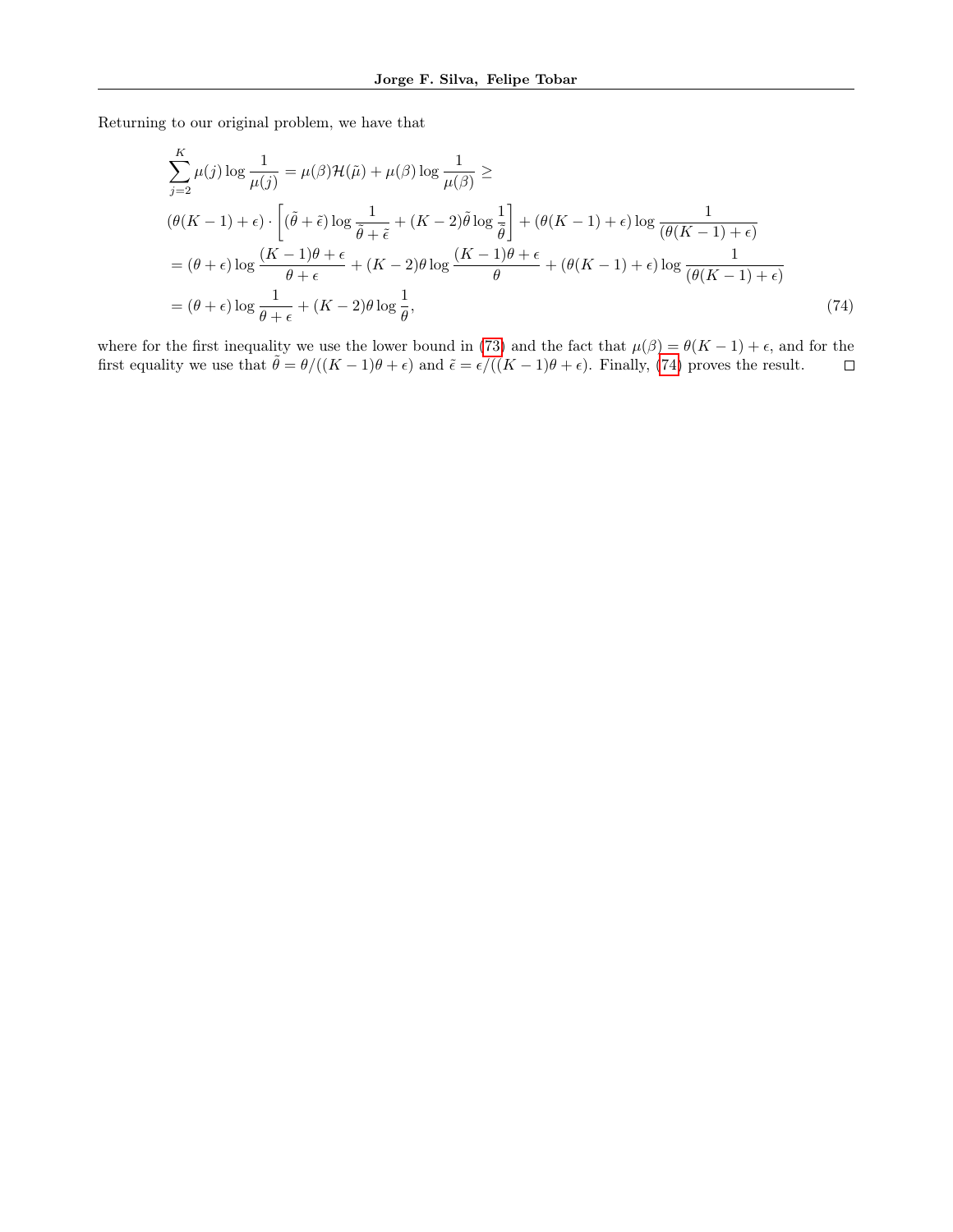Returning to our original problem, we have that

$$
\begin{aligned}
&\sum_{j=2}^{K} \mu(j) \log \frac{1}{\mu(j)} = \mu(\beta)\mathcal{H}(\tilde{\mu}) + \mu(\beta) \log \frac{1}{\mu(\beta)} \geq \\
&(\theta(K-1)+\epsilon) \cdot \left[ (\tilde{\theta} + \tilde{\epsilon}) \log \frac{1}{\tilde{\theta} + \tilde{\epsilon}} + (K-2)\tilde{\theta} \log \frac{1}{\tilde{\theta}} \right] + (\theta(K-1)+\epsilon) \log \frac{1}{(\theta(K-1)+\epsilon)} \\
&= (\theta + \epsilon) \log \frac{(K-1)\theta + \epsilon}{\theta + \epsilon} + (K-2)\theta \log \frac{(K-1)\theta + \epsilon}{\theta} + (\theta(K-1)+\epsilon) \log \frac{1}{(\theta(K-1)+\epsilon)} \\
&= (\theta + \epsilon) \log \frac{1}{\theta + \epsilon} + (K-2)\theta \log \frac{1}{\theta}, \qquad (74)
\end{aligned}
$$

where for the first inequality we use the lower bound in (73) and the fact that $\mu(\beta) = \theta(K-1) + \epsilon$, and for the first equality we use that $\tilde{\theta} = \theta/((K-1)\theta + \epsilon)$ and $\tilde{\epsilon} = \epsilon/((K-1)\theta + \epsilon)$. Finally, (74) proves the result. □